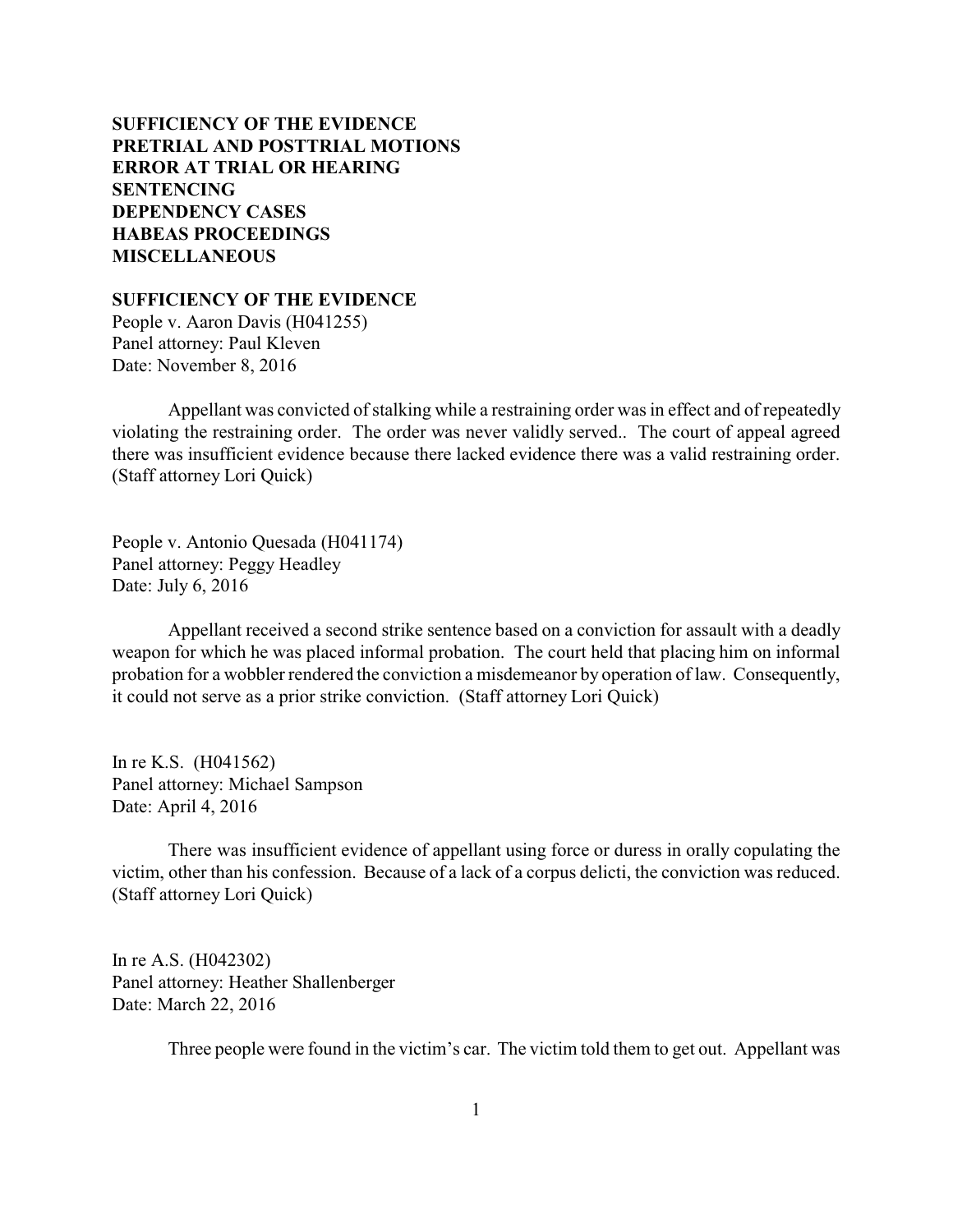**SUFFICIENCY OF THE EVIDENCE**
**PRETRIAL AND POSTTRIAL MOTIONS**
**ERROR AT TRIAL OR HEARING**
**SENTENCING**
**DEPENDENCY CASES**
**HABEAS PROCEEDINGS**
**MISCELLANEOUS**

## SUFFICIENCY OF THE EVIDENCE

People v. Aaron Davis (H041255)
Panel attorney: Paul Kleven
Date: November 8, 2016

Appellant was convicted of stalking while a restraining order was in effect and of repeatedly violating the restraining order. The order was never validly served.. The court of appeal agreed there was insufficient evidence because there lacked evidence there was a valid restraining order. (Staff attorney Lori Quick)

People v. Antonio Quesada (H041174)
Panel attorney: Peggy Headley
Date: July 6, 2016

Appellant received a second strike sentence based on a conviction for assault with a deadly weapon for which he was placed informal probation. The court held that placing him on informal probation for a wobbler rendered the conviction a misdemeanor by operation of law. Consequently, it could not serve as a prior strike conviction. (Staff attorney Lori Quick)

In re K.S. (H041562)
Panel attorney: Michael Sampson
Date: April 4, 2016

There was insufficient evidence of appellant using force or duress in orally copulating the victim, other than his confession. Because of a lack of a corpus delicti, the conviction was reduced. (Staff attorney Lori Quick)

In re A.S. (H042302)
Panel attorney: Heather Shallenberger
Date: March 22, 2016

Three people were found in the victim's car. The victim told them to get out. Appellant was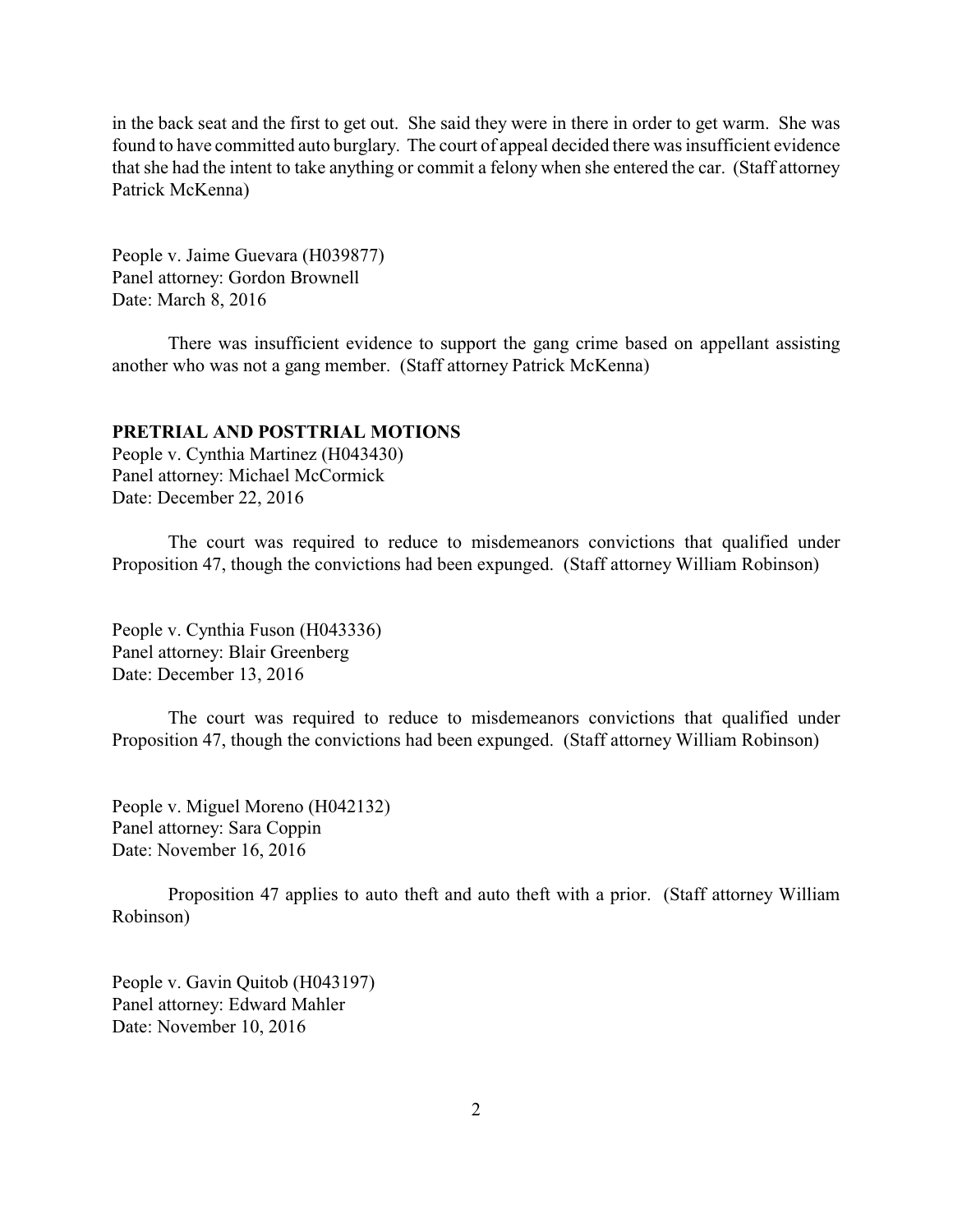in the back seat and the first to get out. She said they were in there in order to get warm. She was found to have committed auto burglary. The court of appeal decided there was insufficient evidence that she had the intent to take anything or commit a felony when she entered the car. (Staff attorney Patrick McKenna)

People v. Jaime Guevara (H039877)
Panel attorney: Gordon Brownell
Date: March 8, 2016

There was insufficient evidence to support the gang crime based on appellant assisting another who was not a gang member. (Staff attorney Patrick McKenna)

**PRETRIAL AND POSTTRIAL MOTIONS**

People v. Cynthia Martinez (H043430)
Panel attorney: Michael McCormick
Date: December 22, 2016

The court was required to reduce to misdemeanors convictions that qualified under Proposition 47, though the convictions had been expunged. (Staff attorney William Robinson)

People v. Cynthia Fuson (H043336)
Panel attorney: Blair Greenberg
Date: December 13, 2016

The court was required to reduce to misdemeanors convictions that qualified under Proposition 47, though the convictions had been expunged. (Staff attorney William Robinson)

People v. Miguel Moreno (H042132)
Panel attorney: Sara Coppin
Date: November 16, 2016

Proposition 47 applies to auto theft and auto theft with a prior. (Staff attorney William Robinson)

People v. Gavin Quitob (H043197)
Panel attorney: Edward Mahler
Date: November 10, 2016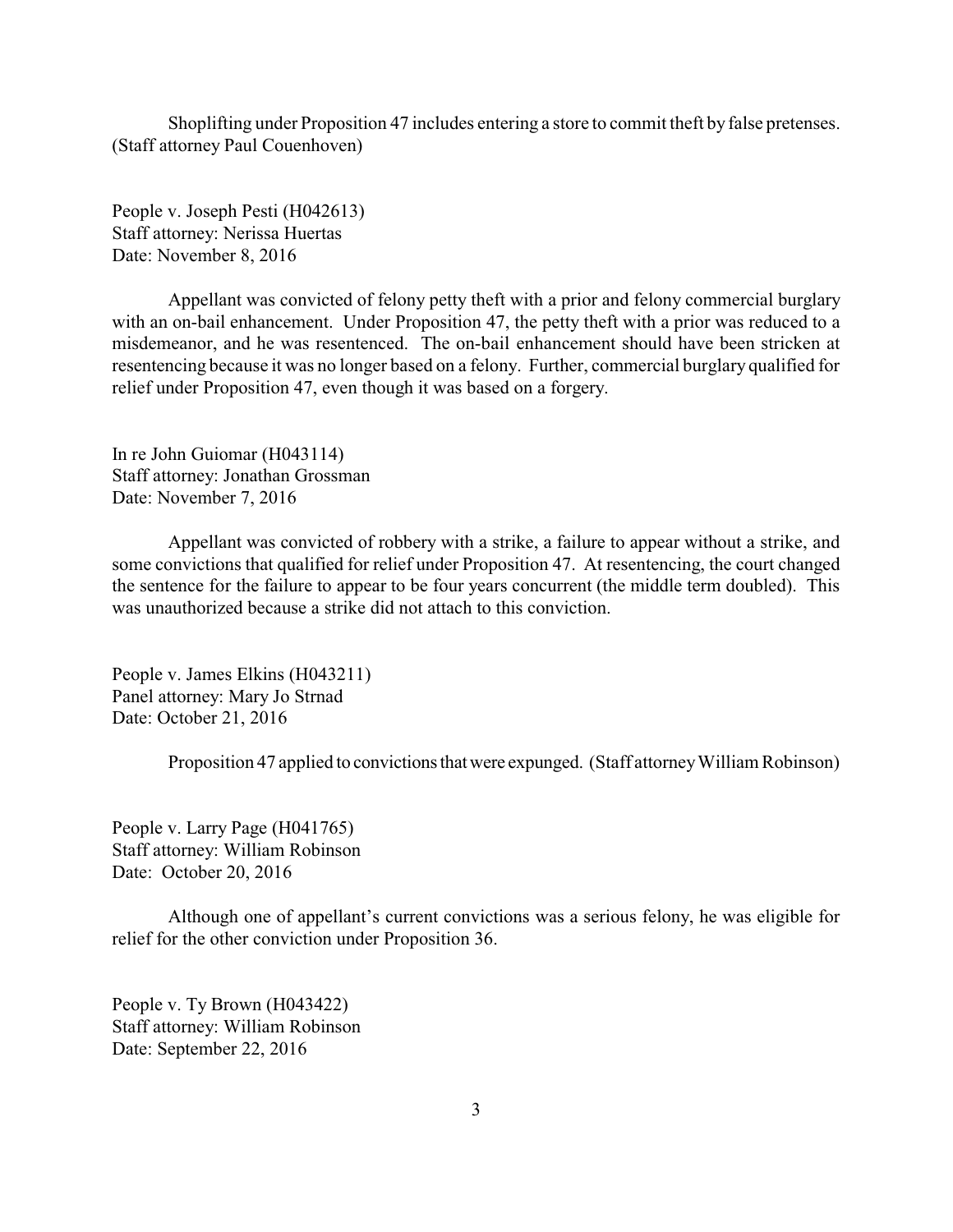Shoplifting under Proposition 47 includes entering a store to commit theft by false pretenses. (Staff attorney Paul Couenhoven)

People v. Joseph Pesti (H042613)
Staff attorney: Nerissa Huertas
Date: November 8, 2016

Appellant was convicted of felony petty theft with a prior and felony commercial burglary with an on-bail enhancement. Under Proposition 47, the petty theft with a prior was reduced to a misdemeanor, and he was resentenced. The on-bail enhancement should have been stricken at resentencing because it was no longer based on a felony. Further, commercial burglary qualified for relief under Proposition 47, even though it was based on a forgery.

In re John Guiomar (H043114)
Staff attorney: Jonathan Grossman
Date: November 7, 2016

Appellant was convicted of robbery with a strike, a failure to appear without a strike, and some convictions that qualified for relief under Proposition 47. At resentencing, the court changed the sentence for the failure to appear to be four years concurrent (the middle term doubled). This was unauthorized because a strike did not attach to this conviction.

People v. James Elkins (H043211)
Panel attorney: Mary Jo Strnad
Date: October 21, 2016

Proposition 47 applied to convictions that were expunged. (Staff attorney William Robinson)

People v. Larry Page (H041765)
Staff attorney: William Robinson
Date: October 20, 2016

Although one of appellant's current convictions was a serious felony, he was eligible for relief for the other conviction under Proposition 36.

People v. Ty Brown (H043422)
Staff attorney: William Robinson
Date: September 22, 2016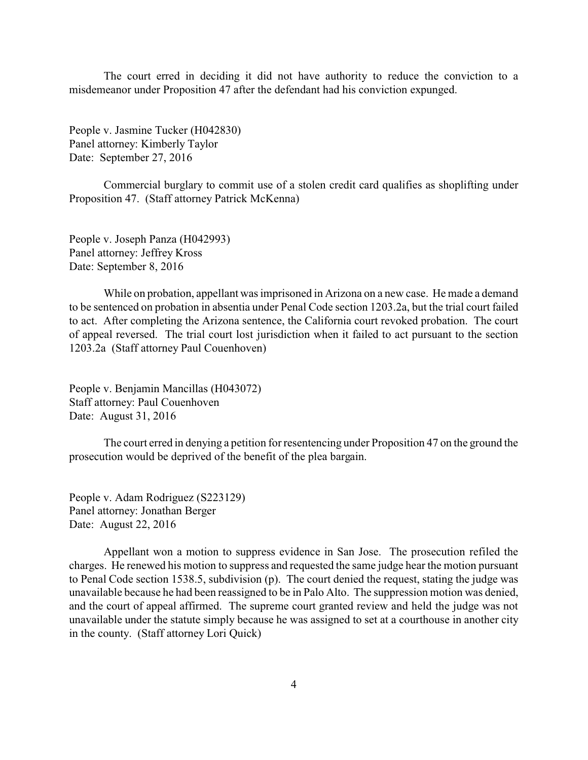The court erred in deciding it did not have authority to reduce the conviction to a misdemeanor under Proposition 47 after the defendant had his conviction expunged.

People v. Jasmine Tucker (H042830)
Panel attorney: Kimberly Taylor
Date: September 27, 2016

Commercial burglary to commit use of a stolen credit card qualifies as shoplifting under Proposition 47. (Staff attorney Patrick McKenna)

People v. Joseph Panza (H042993)
Panel attorney: Jeffrey Kross
Date: September 8, 2016

While on probation, appellant was imprisoned in Arizona on a new case. He made a demand to be sentenced on probation in absentia under Penal Code section 1203.2a, but the trial court failed to act. After completing the Arizona sentence, the California court revoked probation. The court of appeal reversed. The trial court lost jurisdiction when it failed to act pursuant to the section 1203.2a (Staff attorney Paul Couenhoven)

People v. Benjamin Mancillas (H043072)
Staff attorney: Paul Couenhoven
Date: August 31, 2016

The court erred in denying a petition for resentencing under Proposition 47 on the ground the prosecution would be deprived of the benefit of the plea bargain.

People v. Adam Rodriguez (S223129)
Panel attorney: Jonathan Berger
Date: August 22, 2016

Appellant won a motion to suppress evidence in San Jose. The prosecution refiled the charges. He renewed his motion to suppress and requested the same judge hear the motion pursuant to Penal Code section 1538.5, subdivision (p). The court denied the request, stating the judge was unavailable because he had been reassigned to be in Palo Alto. The suppression motion was denied, and the court of appeal affirmed. The supreme court granted review and held the judge was not unavailable under the statute simply because he was assigned to set at a courthouse in another city in the county. (Staff attorney Lori Quick)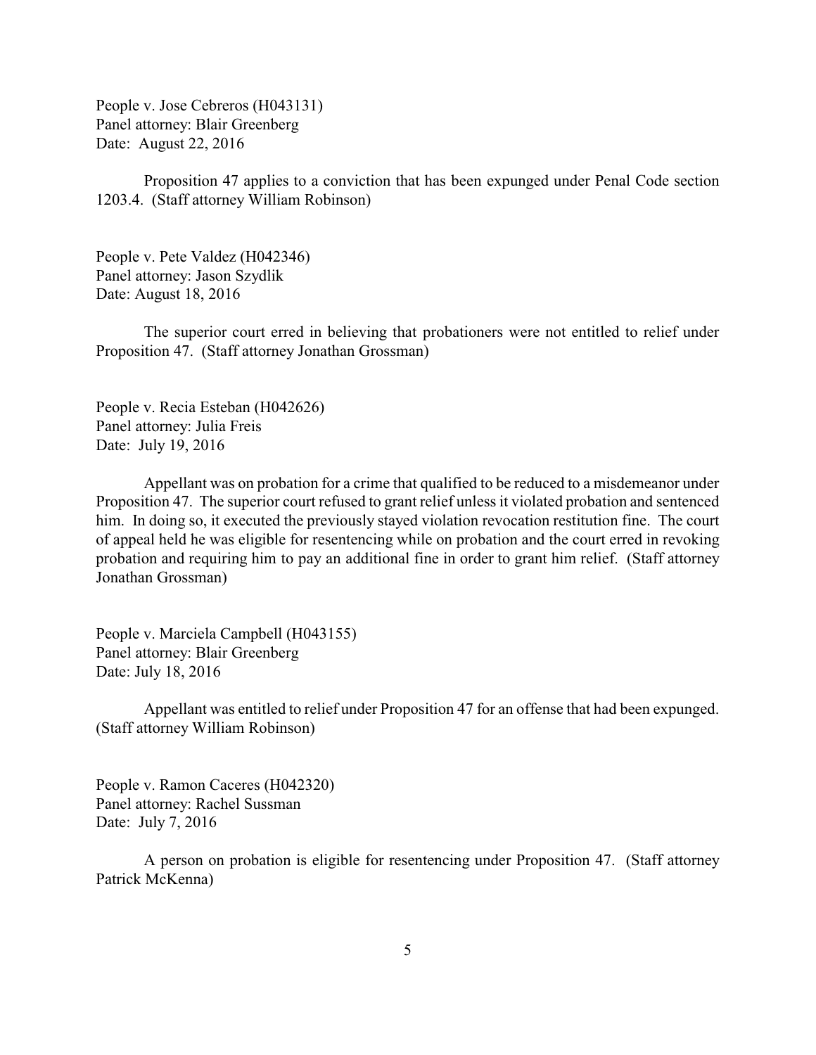People v. Jose Cebreros (H043131)
Panel attorney: Blair Greenberg
Date: August 22, 2016

Proposition 47 applies to a conviction that has been expunged under Penal Code section 1203.4. (Staff attorney William Robinson)

People v. Pete Valdez (H042346)
Panel attorney: Jason Szydlik
Date: August 18, 2016

The superior court erred in believing that probationers were not entitled to relief under Proposition 47. (Staff attorney Jonathan Grossman)

People v. Recia Esteban (H042626)
Panel attorney: Julia Freis
Date: July 19, 2016

Appellant was on probation for a crime that qualified to be reduced to a misdemeanor under Proposition 47. The superior court refused to grant relief unless it violated probation and sentenced him. In doing so, it executed the previously stayed violation revocation restitution fine. The court of appeal held he was eligible for resentencing while on probation and the court erred in revoking probation and requiring him to pay an additional fine in order to grant him relief. (Staff attorney Jonathan Grossman)

People v. Marciela Campbell (H043155)
Panel attorney: Blair Greenberg
Date: July 18, 2016

Appellant was entitled to relief under Proposition 47 for an offense that had been expunged. (Staff attorney William Robinson)

People v. Ramon Caceres (H042320)
Panel attorney: Rachel Sussman
Date: July 7, 2016

A person on probation is eligible for resentencing under Proposition 47. (Staff attorney Patrick McKenna)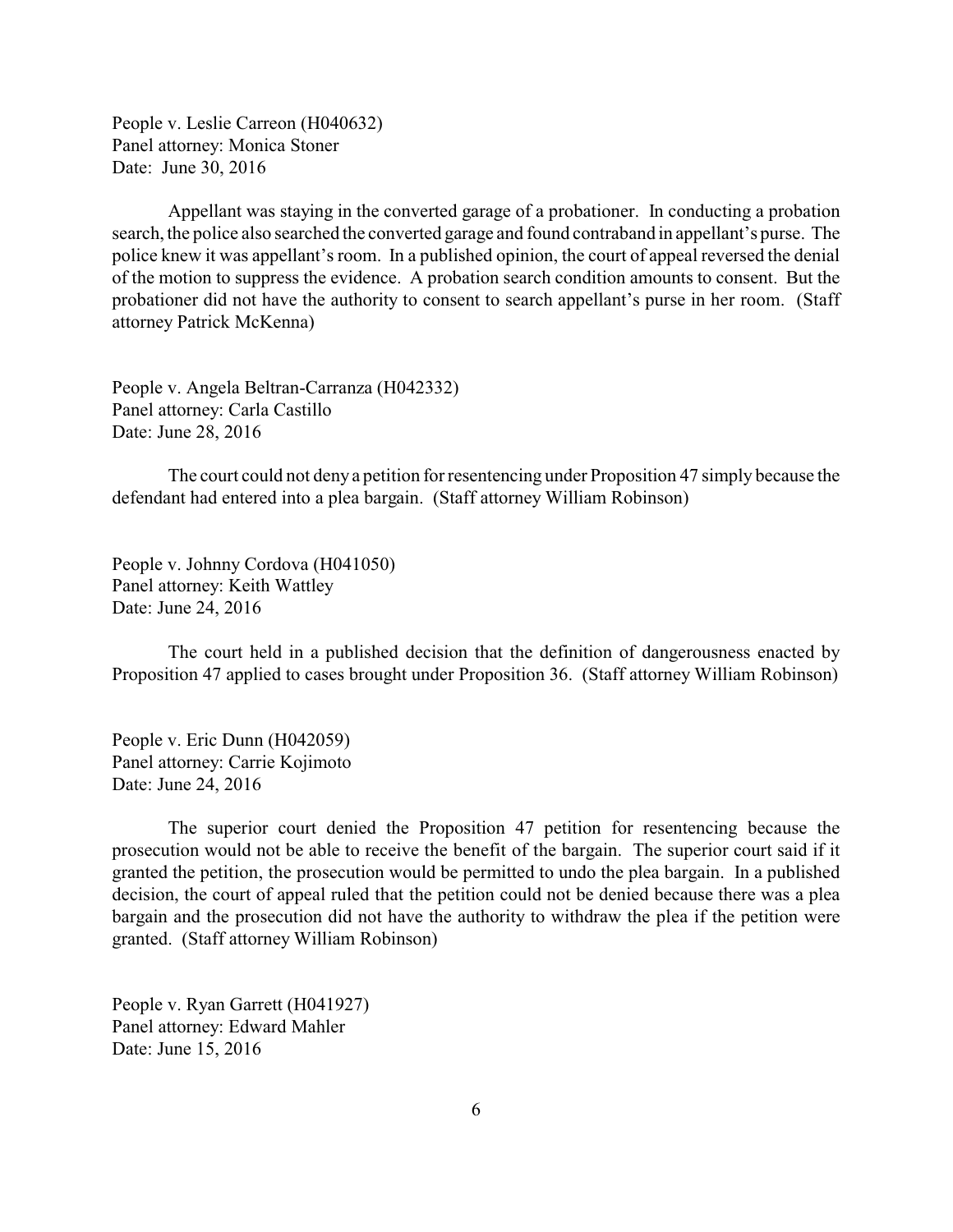People v. Leslie Carreon (H040632)
Panel attorney: Monica Stoner
Date: June 30, 2016

Appellant was staying in the converted garage of a probationer. In conducting a probation search, the police also searched the converted garage and found contraband in appellant's purse. The police knew it was appellant's room. In a published opinion, the court of appeal reversed the denial of the motion to suppress the evidence. A probation search condition amounts to consent. But the probationer did not have the authority to consent to search appellant's purse in her room. (Staff attorney Patrick McKenna)

People v. Angela Beltran-Carranza (H042332)
Panel attorney: Carla Castillo
Date: June 28, 2016

The court could not deny a petition for resentencing under Proposition 47 simply because the defendant had entered into a plea bargain. (Staff attorney William Robinson)

People v. Johnny Cordova (H041050)
Panel attorney: Keith Wattley
Date: June 24, 2016

The court held in a published decision that the definition of dangerousness enacted by Proposition 47 applied to cases brought under Proposition 36. (Staff attorney William Robinson)

People v. Eric Dunn (H042059)
Panel attorney: Carrie Kojimoto
Date: June 24, 2016

The superior court denied the Proposition 47 petition for resentencing because the prosecution would not be able to receive the benefit of the bargain. The superior court said if it granted the petition, the prosecution would be permitted to undo the plea bargain. In a published decision, the court of appeal ruled that the petition could not be denied because there was a plea bargain and the prosecution did not have the authority to withdraw the plea if the petition were granted. (Staff attorney William Robinson)

People v. Ryan Garrett (H041927)
Panel attorney: Edward Mahler
Date: June 15, 2016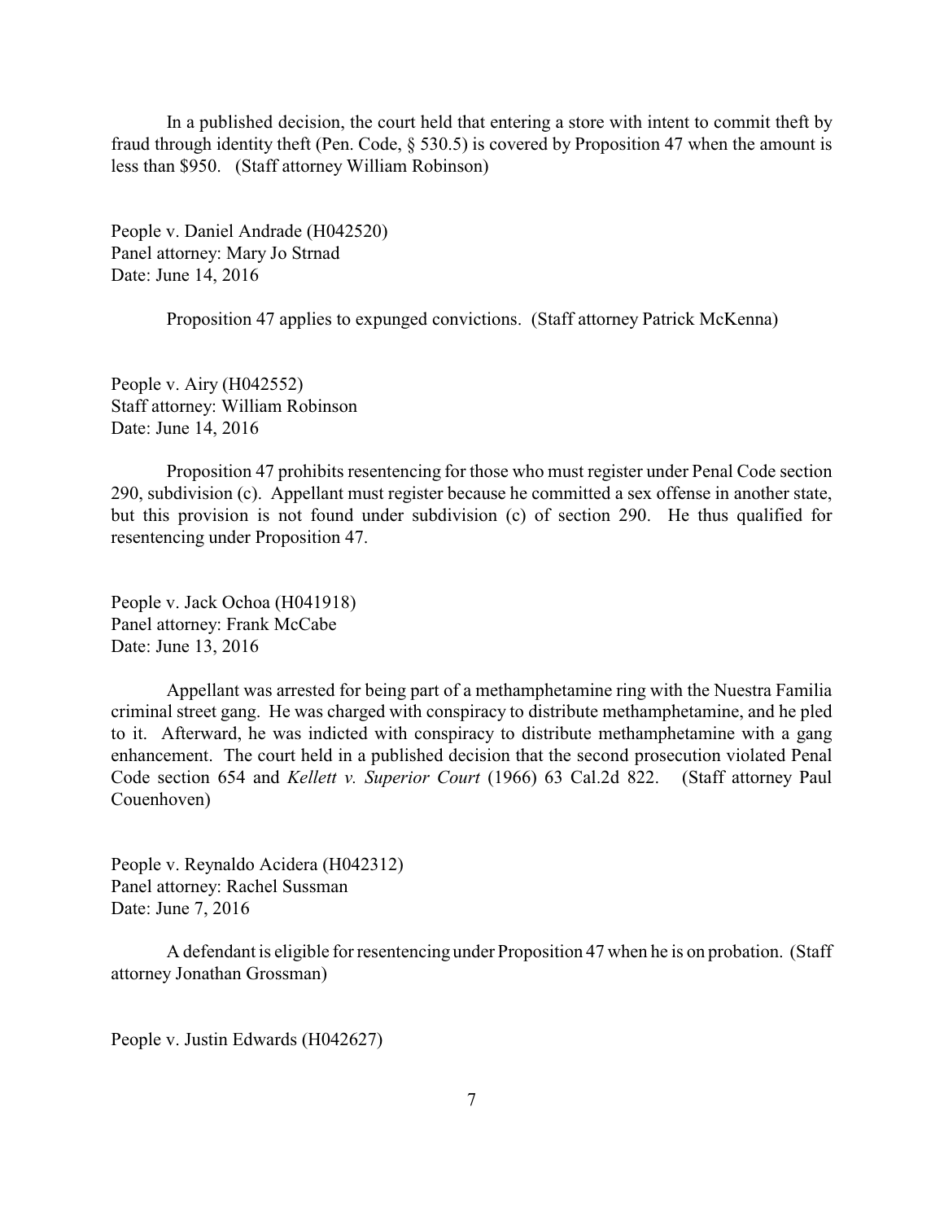In a published decision, the court held that entering a store with intent to commit theft by fraud through identity theft (Pen. Code, § 530.5) is covered by Proposition 47 when the amount is less than $950. (Staff attorney William Robinson)

People v. Daniel Andrade (H042520)
Panel attorney: Mary Jo Strnad
Date: June 14, 2016

Proposition 47 applies to expunged convictions. (Staff attorney Patrick McKenna)

People v. Airy (H042552)
Staff attorney: William Robinson
Date: June 14, 2016

Proposition 47 prohibits resentencing for those who must register under Penal Code section 290, subdivision (c). Appellant must register because he committed a sex offense in another state, but this provision is not found under subdivision (c) of section 290. He thus qualified for resentencing under Proposition 47.

People v. Jack Ochoa (H041918)
Panel attorney: Frank McCabe
Date: June 13, 2016

Appellant was arrested for being part of a methamphetamine ring with the Nuestra Familia criminal street gang. He was charged with conspiracy to distribute methamphetamine, and he pled to it. Afterward, he was indicted with conspiracy to distribute methamphetamine with a gang enhancement. The court held in a published decision that the second prosecution violated Penal Code section 654 and *Kellett v. Superior Court* (1966) 63 Cal.2d 822. (Staff attorney Paul Couenhoven)

People v. Reynaldo Acidera (H042312)
Panel attorney: Rachel Sussman
Date: June 7, 2016

A defendant is eligible for resentencing under Proposition 47 when he is on probation. (Staff attorney Jonathan Grossman)

People v. Justin Edwards (H042627)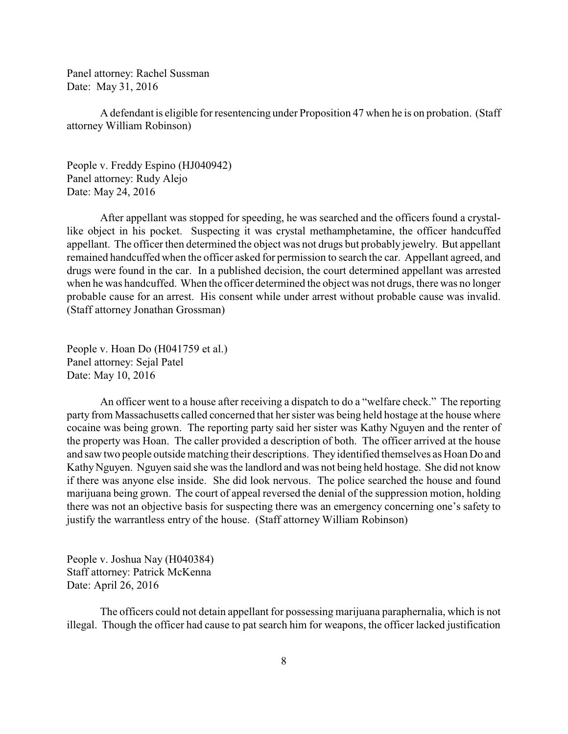Panel attorney: Rachel Sussman
Date: May 31, 2016

A defendant is eligible for resentencing under Proposition 47 when he is on probation. (Staff attorney William Robinson)

People v. Freddy Espino (HJ040942)
Panel attorney: Rudy Alejo
Date: May 24, 2016

After appellant was stopped for speeding, he was searched and the officers found a crystal-like object in his pocket. Suspecting it was crystal methamphetamine, the officer handcuffed appellant. The officer then determined the object was not drugs but probably jewelry. But appellant remained handcuffed when the officer asked for permission to search the car. Appellant agreed, and drugs were found in the car. In a published decision, the court determined appellant was arrested when he was handcuffed. When the officer determined the object was not drugs, there was no longer probable cause for an arrest. His consent while under arrest without probable cause was invalid. (Staff attorney Jonathan Grossman)

People v. Hoan Do (H041759 et al.)
Panel attorney: Sejal Patel
Date: May 10, 2016

An officer went to a house after receiving a dispatch to do a "welfare check." The reporting party from Massachusetts called concerned that her sister was being held hostage at the house where cocaine was being grown. The reporting party said her sister was Kathy Nguyen and the renter of the property was Hoan. The caller provided a description of both. The officer arrived at the house and saw two people outside matching their descriptions. They identified themselves as Hoan Do and Kathy Nguyen. Nguyen said she was the landlord and was not being held hostage. She did not know if there was anyone else inside. She did look nervous. The police searched the house and found marijuana being grown. The court of appeal reversed the denial of the suppression motion, holding there was not an objective basis for suspecting there was an emergency concerning one's safety to justify the warrantless entry of the house. (Staff attorney William Robinson)

People v. Joshua Nay (H040384)
Staff attorney: Patrick McKenna
Date: April 26, 2016

The officers could not detain appellant for possessing marijuana paraphernalia, which is not illegal. Though the officer had cause to pat search him for weapons, the officer lacked justification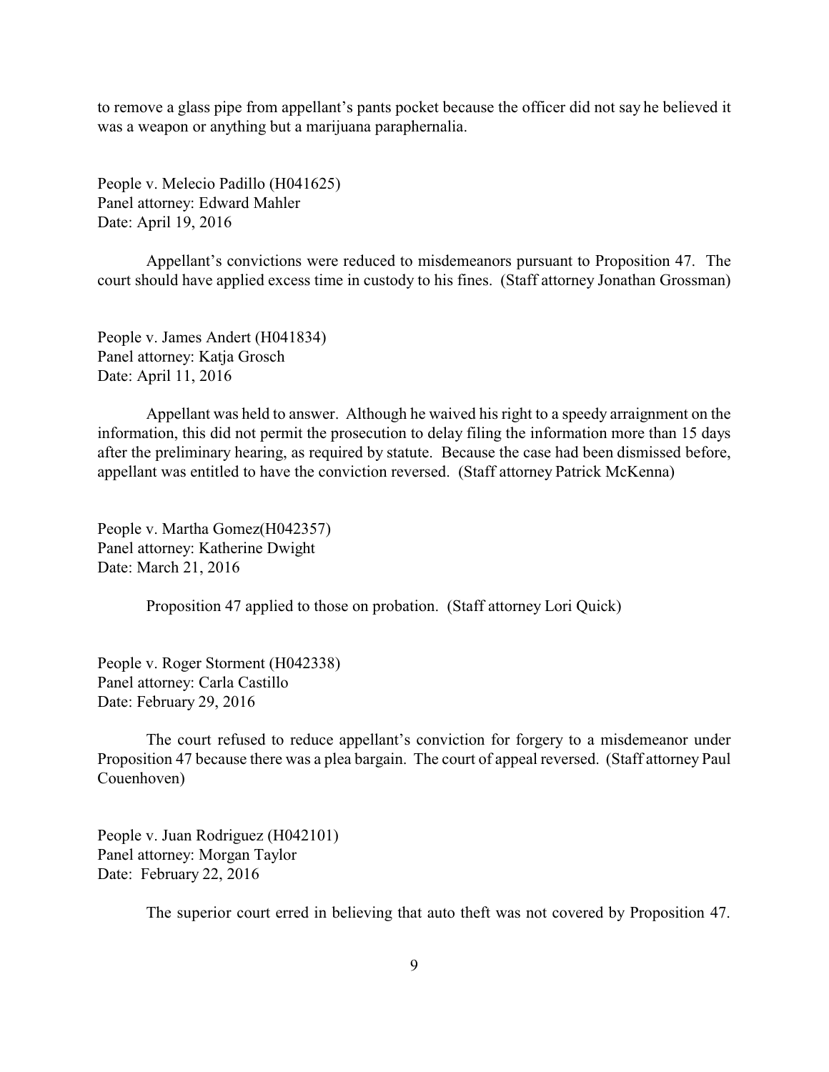to remove a glass pipe from appellant's pants pocket because the officer did not say he believed it was a weapon or anything but a marijuana paraphernalia.

People v. Melecio Padillo (H041625)
Panel attorney: Edward Mahler
Date: April 19, 2016

Appellant's convictions were reduced to misdemeanors pursuant to Proposition 47. The court should have applied excess time in custody to his fines. (Staff attorney Jonathan Grossman)

People v. James Andert (H041834)
Panel attorney: Katja Grosch
Date: April 11, 2016

Appellant was held to answer. Although he waived his right to a speedy arraignment on the information, this did not permit the prosecution to delay filing the information more than 15 days after the preliminary hearing, as required by statute. Because the case had been dismissed before, appellant was entitled to have the conviction reversed. (Staff attorney Patrick McKenna)

People v. Martha Gomez(H042357)
Panel attorney: Katherine Dwight
Date: March 21, 2016

Proposition 47 applied to those on probation. (Staff attorney Lori Quick)

People v. Roger Storment (H042338)
Panel attorney: Carla Castillo
Date: February 29, 2016

The court refused to reduce appellant's conviction for forgery to a misdemeanor under Proposition 47 because there was a plea bargain. The court of appeal reversed. (Staff attorney Paul Couenhoven)

People v. Juan Rodriguez (H042101)
Panel attorney: Morgan Taylor
Date: February 22, 2016

The superior court erred in believing that auto theft was not covered by Proposition 47.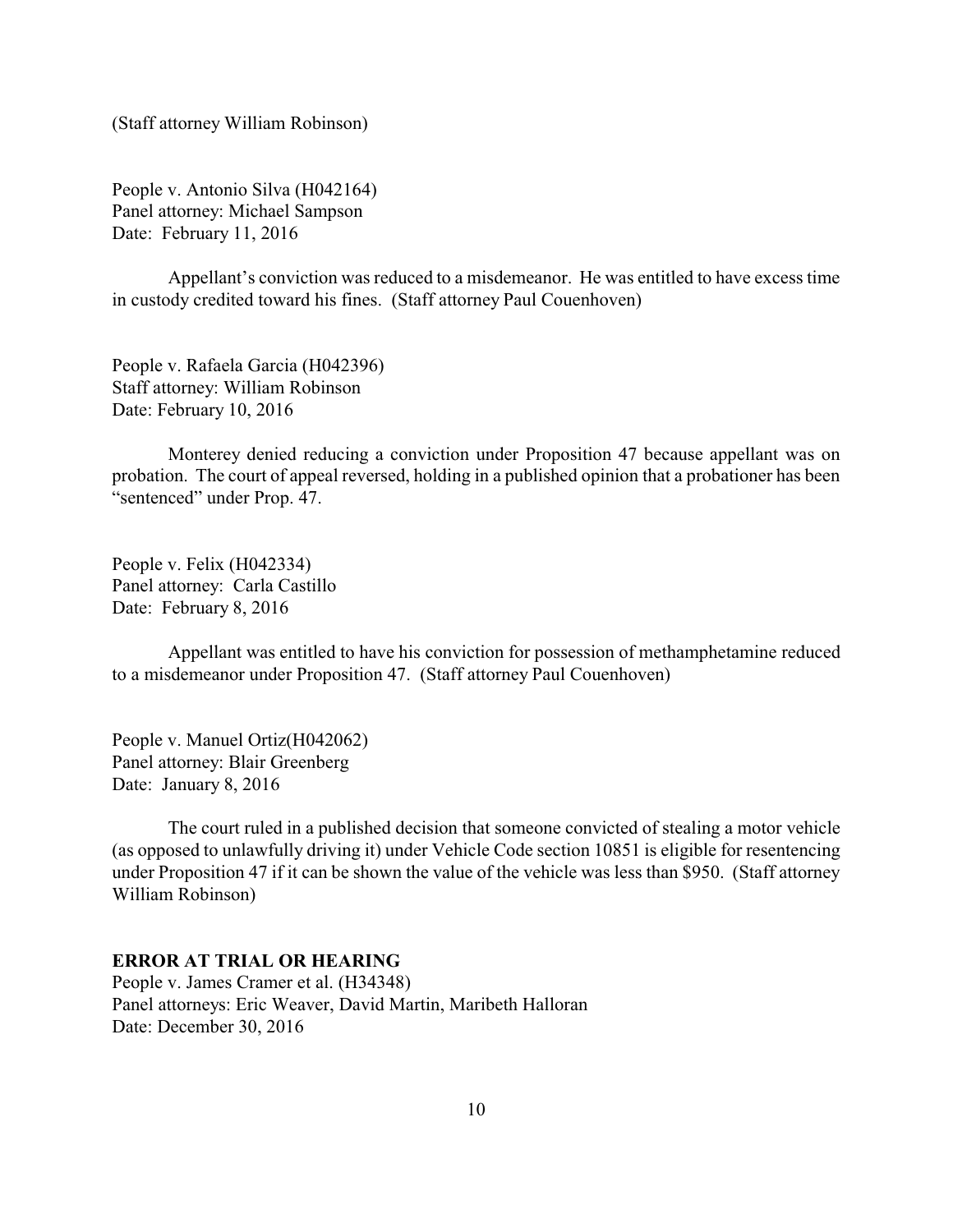(Staff attorney William Robinson)

People v. Antonio Silva (H042164)
Panel attorney: Michael Sampson
Date: February 11, 2016

Appellant's conviction was reduced to a misdemeanor. He was entitled to have excess time in custody credited toward his fines. (Staff attorney Paul Couenhoven)

People v. Rafaela Garcia (H042396)
Staff attorney: William Robinson
Date: February 10, 2016

Monterey denied reducing a conviction under Proposition 47 because appellant was on probation. The court of appeal reversed, holding in a published opinion that a probationer has been "sentenced" under Prop. 47.

People v. Felix (H042334)
Panel attorney: Carla Castillo
Date: February 8, 2016

Appellant was entitled to have his conviction for possession of methamphetamine reduced to a misdemeanor under Proposition 47. (Staff attorney Paul Couenhoven)

People v. Manuel Ortiz(H042062)
Panel attorney: Blair Greenberg
Date: January 8, 2016

The court ruled in a published decision that someone convicted of stealing a motor vehicle (as opposed to unlawfully driving it) under Vehicle Code section 10851 is eligible for resentencing under Proposition 47 if it can be shown the value of the vehicle was less than $950. (Staff attorney William Robinson)

**ERROR AT TRIAL OR HEARING**

People v. James Cramer et al. (H34348)
Panel attorneys: Eric Weaver, David Martin, Maribeth Halloran
Date: December 30, 2016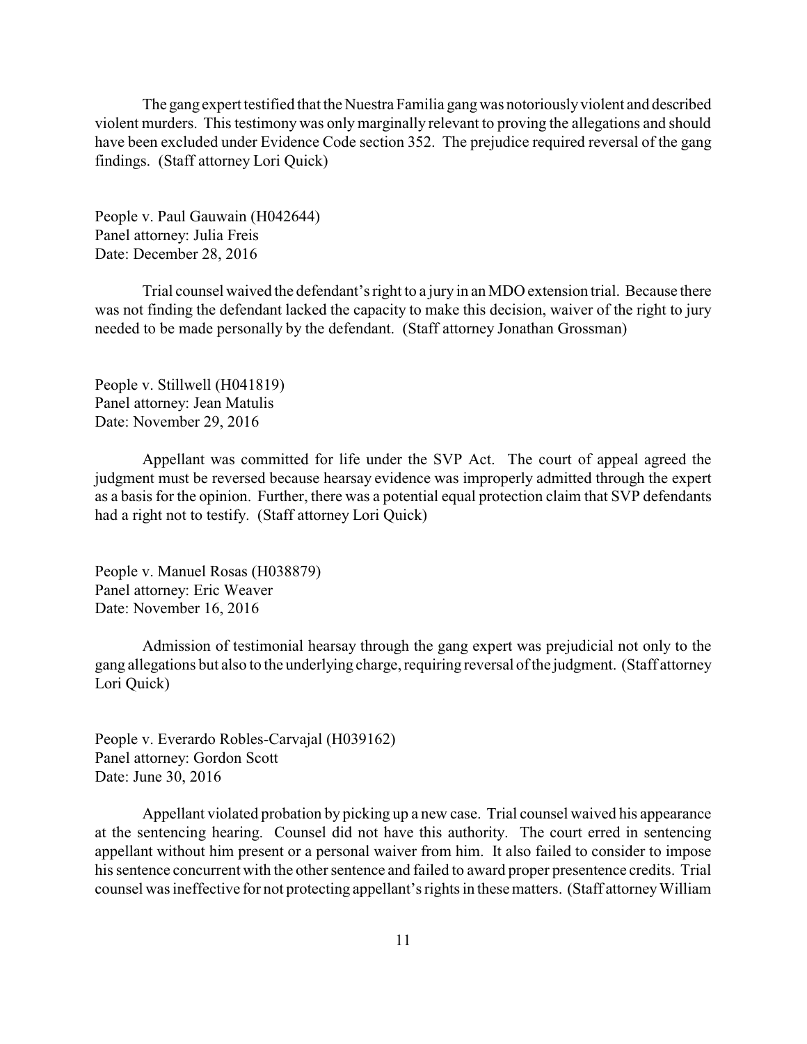The gang expert testified that the Nuestra Familia gang was notoriously violent and described violent murders. This testimony was only marginally relevant to proving the allegations and should have been excluded under Evidence Code section 352. The prejudice required reversal of the gang findings. (Staff attorney Lori Quick)

People v. Paul Gauwain (H042644)
Panel attorney: Julia Freis
Date: December 28, 2016

Trial counsel waived the defendant's right to a jury in an MDO extension trial. Because there was not finding the defendant lacked the capacity to make this decision, waiver of the right to jury needed to be made personally by the defendant. (Staff attorney Jonathan Grossman)

People v. Stillwell (H041819)
Panel attorney: Jean Matulis
Date: November 29, 2016

Appellant was committed for life under the SVP Act. The court of appeal agreed the judgment must be reversed because hearsay evidence was improperly admitted through the expert as a basis for the opinion. Further, there was a potential equal protection claim that SVP defendants had a right not to testify. (Staff attorney Lori Quick)

People v. Manuel Rosas (H038879)
Panel attorney: Eric Weaver
Date: November 16, 2016

Admission of testimonial hearsay through the gang expert was prejudicial not only to the gang allegations but also to the underlying charge, requiring reversal of the judgment. (Staff attorney Lori Quick)

People v. Everardo Robles-Carvajal (H039162)
Panel attorney: Gordon Scott
Date: June 30, 2016

Appellant violated probation by picking up a new case. Trial counsel waived his appearance at the sentencing hearing. Counsel did not have this authority. The court erred in sentencing appellant without him present or a personal waiver from him. It also failed to consider to impose his sentence concurrent with the other sentence and failed to award proper presentence credits. Trial counsel was ineffective for not protecting appellant's rights in these matters. (Staff attorney William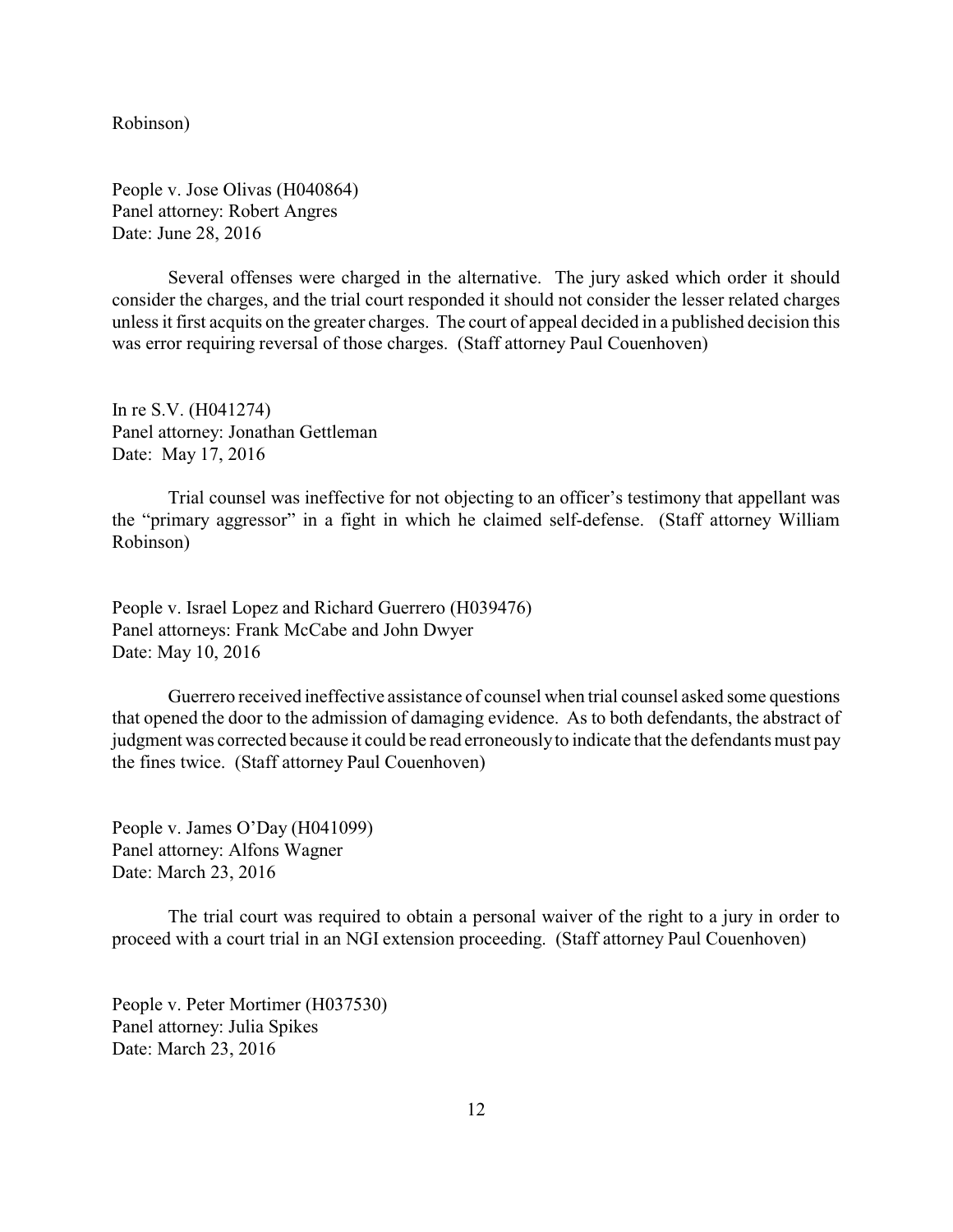Robinson)

People v. Jose Olivas (H040864)
Panel attorney: Robert Angres
Date: June 28, 2016

Several offenses were charged in the alternative. The jury asked which order it should consider the charges, and the trial court responded it should not consider the lesser related charges unless it first acquits on the greater charges. The court of appeal decided in a published decision this was error requiring reversal of those charges. (Staff attorney Paul Couenhoven)

In re S.V. (H041274)
Panel attorney: Jonathan Gettleman
Date: May 17, 2016

Trial counsel was ineffective for not objecting to an officer's testimony that appellant was the "primary aggressor" in a fight in which he claimed self-defense. (Staff attorney William Robinson)

People v. Israel Lopez and Richard Guerrero (H039476)
Panel attorneys: Frank McCabe and John Dwyer
Date: May 10, 2016

Guerrero received ineffective assistance of counsel when trial counsel asked some questions that opened the door to the admission of damaging evidence. As to both defendants, the abstract of judgment was corrected because it could be read erroneously to indicate that the defendants must pay the fines twice. (Staff attorney Paul Couenhoven)

People v. James O'Day (H041099)
Panel attorney: Alfons Wagner
Date: March 23, 2016

The trial court was required to obtain a personal waiver of the right to a jury in order to proceed with a court trial in an NGI extension proceeding. (Staff attorney Paul Couenhoven)

People v. Peter Mortimer (H037530)
Panel attorney: Julia Spikes
Date: March 23, 2016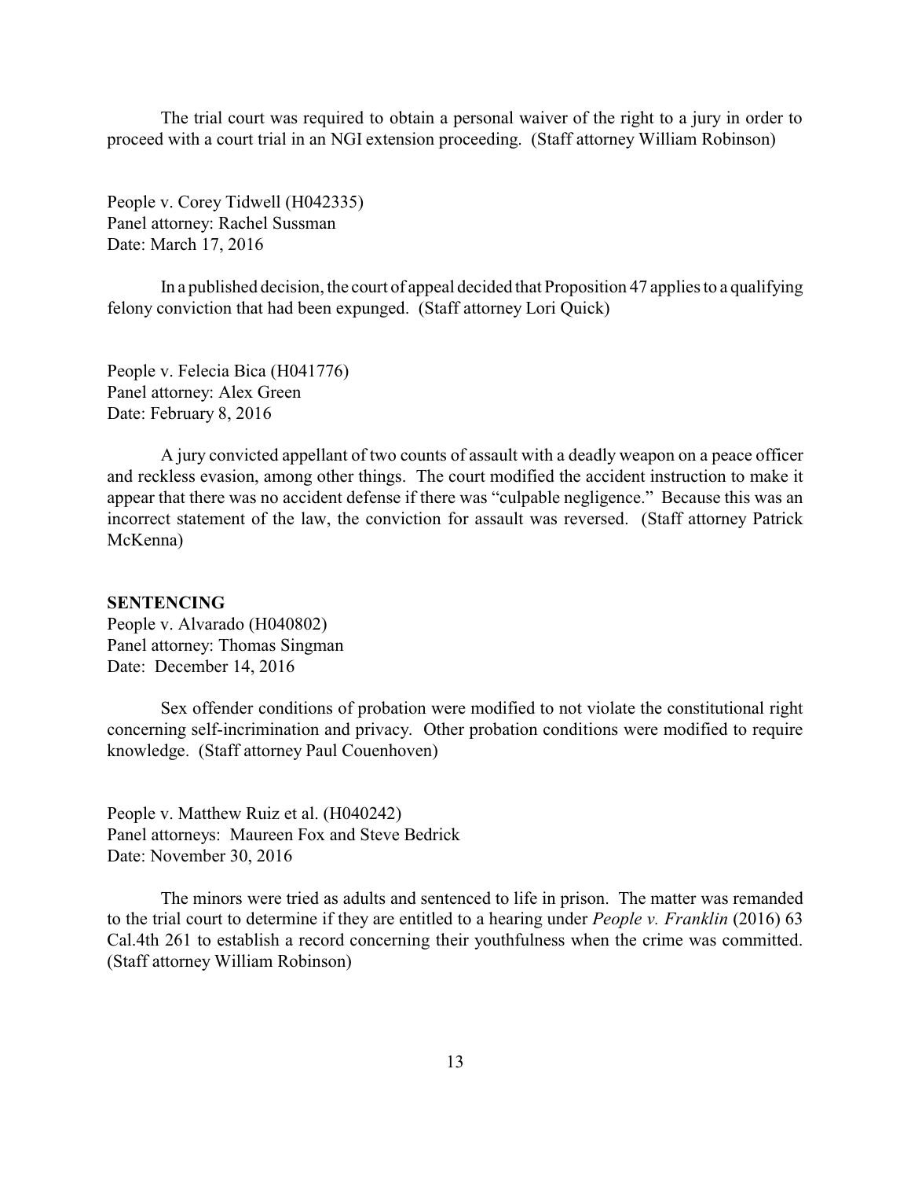The trial court was required to obtain a personal waiver of the right to a jury in order to proceed with a court trial in an NGI extension proceeding. (Staff attorney William Robinson)

People v. Corey Tidwell (H042335)
Panel attorney: Rachel Sussman
Date: March 17, 2016

In a published decision, the court of appeal decided that Proposition 47 applies to a qualifying felony conviction that had been expunged. (Staff attorney Lori Quick)

People v. Felecia Bica (H041776)
Panel attorney: Alex Green
Date: February 8, 2016

A jury convicted appellant of two counts of assault with a deadly weapon on a peace officer and reckless evasion, among other things. The court modified the accident instruction to make it appear that there was no accident defense if there was "culpable negligence." Because this was an incorrect statement of the law, the conviction for assault was reversed. (Staff attorney Patrick McKenna)

**SENTENCING**

People v. Alvarado (H040802)
Panel attorney: Thomas Singman
Date: December 14, 2016

Sex offender conditions of probation were modified to not violate the constitutional right concerning self-incrimination and privacy. Other probation conditions were modified to require knowledge. (Staff attorney Paul Couenhoven)

People v. Matthew Ruiz et al. (H040242)
Panel attorneys: Maureen Fox and Steve Bedrick
Date: November 30, 2016

The minors were tried as adults and sentenced to life in prison. The matter was remanded to the trial court to determine if they are entitled to a hearing under *People v. Franklin* (2016) 63 Cal.4th 261 to establish a record concerning their youthfulness when the crime was committed. (Staff attorney William Robinson)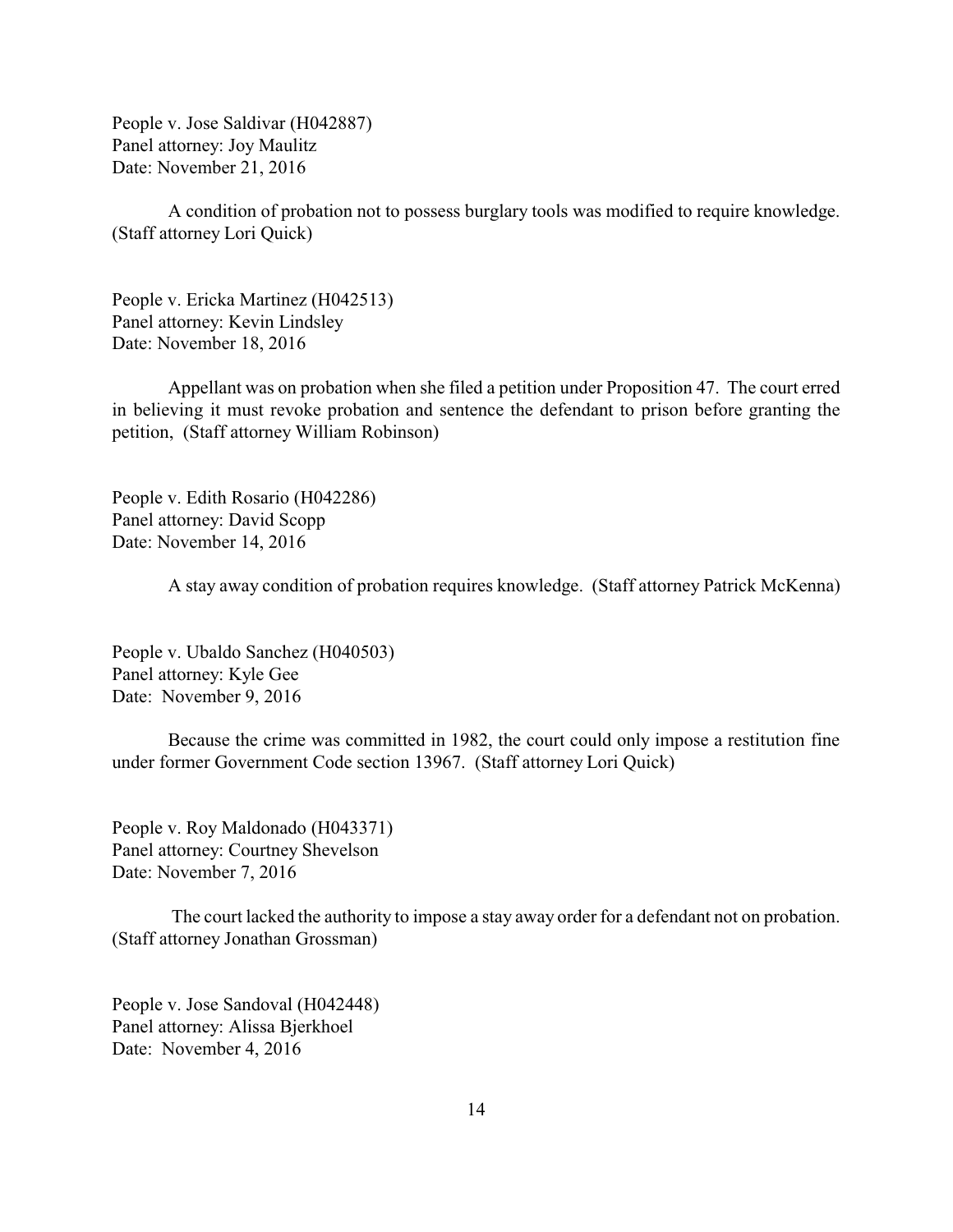People v. Jose Saldivar (H042887)
Panel attorney: Joy Maulitz
Date: November 21, 2016

A condition of probation not to possess burglary tools was modified to require knowledge. (Staff attorney Lori Quick)

People v. Ericka Martinez (H042513)
Panel attorney: Kevin Lindsley
Date: November 18, 2016

Appellant was on probation when she filed a petition under Proposition 47. The court erred in believing it must revoke probation and sentence the defendant to prison before granting the petition, (Staff attorney William Robinson)

People v. Edith Rosario (H042286)
Panel attorney: David Scopp
Date: November 14, 2016

A stay away condition of probation requires knowledge. (Staff attorney Patrick McKenna)

People v. Ubaldo Sanchez (H040503)
Panel attorney: Kyle Gee
Date: November 9, 2016

Because the crime was committed in 1982, the court could only impose a restitution fine under former Government Code section 13967. (Staff attorney Lori Quick)

People v. Roy Maldonado (H043371)
Panel attorney: Courtney Shevelson
Date: November 7, 2016

The court lacked the authority to impose a stay away order for a defendant not on probation. (Staff attorney Jonathan Grossman)

People v. Jose Sandoval (H042448)
Panel attorney: Alissa Bjerkhoel
Date: November 4, 2016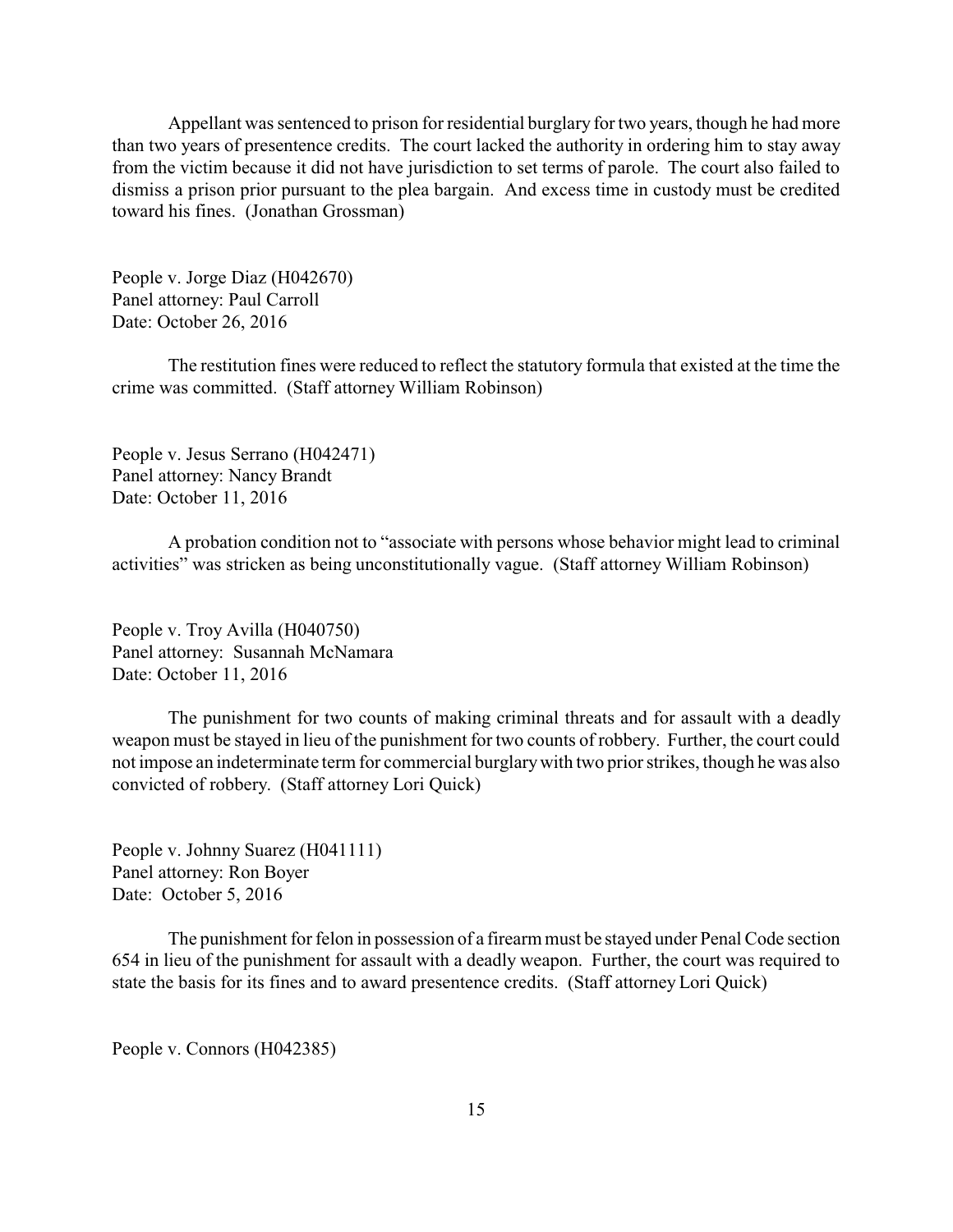Appellant was sentenced to prison for residential burglary for two years, though he had more than two years of presentence credits. The court lacked the authority in ordering him to stay away from the victim because it did not have jurisdiction to set terms of parole. The court also failed to dismiss a prison prior pursuant to the plea bargain. And excess time in custody must be credited toward his fines. (Jonathan Grossman)

People v. Jorge Diaz (H042670)
Panel attorney: Paul Carroll
Date: October 26, 2016

The restitution fines were reduced to reflect the statutory formula that existed at the time the crime was committed. (Staff attorney William Robinson)

People v. Jesus Serrano (H042471)
Panel attorney: Nancy Brandt
Date: October 11, 2016

A probation condition not to "associate with persons whose behavior might lead to criminal activities" was stricken as being unconstitutionally vague. (Staff attorney William Robinson)

People v. Troy Avilla (H040750)
Panel attorney: Susannah McNamara
Date: October 11, 2016

The punishment for two counts of making criminal threats and for assault with a deadly weapon must be stayed in lieu of the punishment for two counts of robbery. Further, the court could not impose an indeterminate term for commercial burglary with two prior strikes, though he was also convicted of robbery. (Staff attorney Lori Quick)

People v. Johnny Suarez (H041111)
Panel attorney: Ron Boyer
Date: October 5, 2016

The punishment for felon in possession of a firearm must be stayed under Penal Code section 654 in lieu of the punishment for assault with a deadly weapon. Further, the court was required to state the basis for its fines and to award presentence credits. (Staff attorney Lori Quick)

People v. Connors (H042385)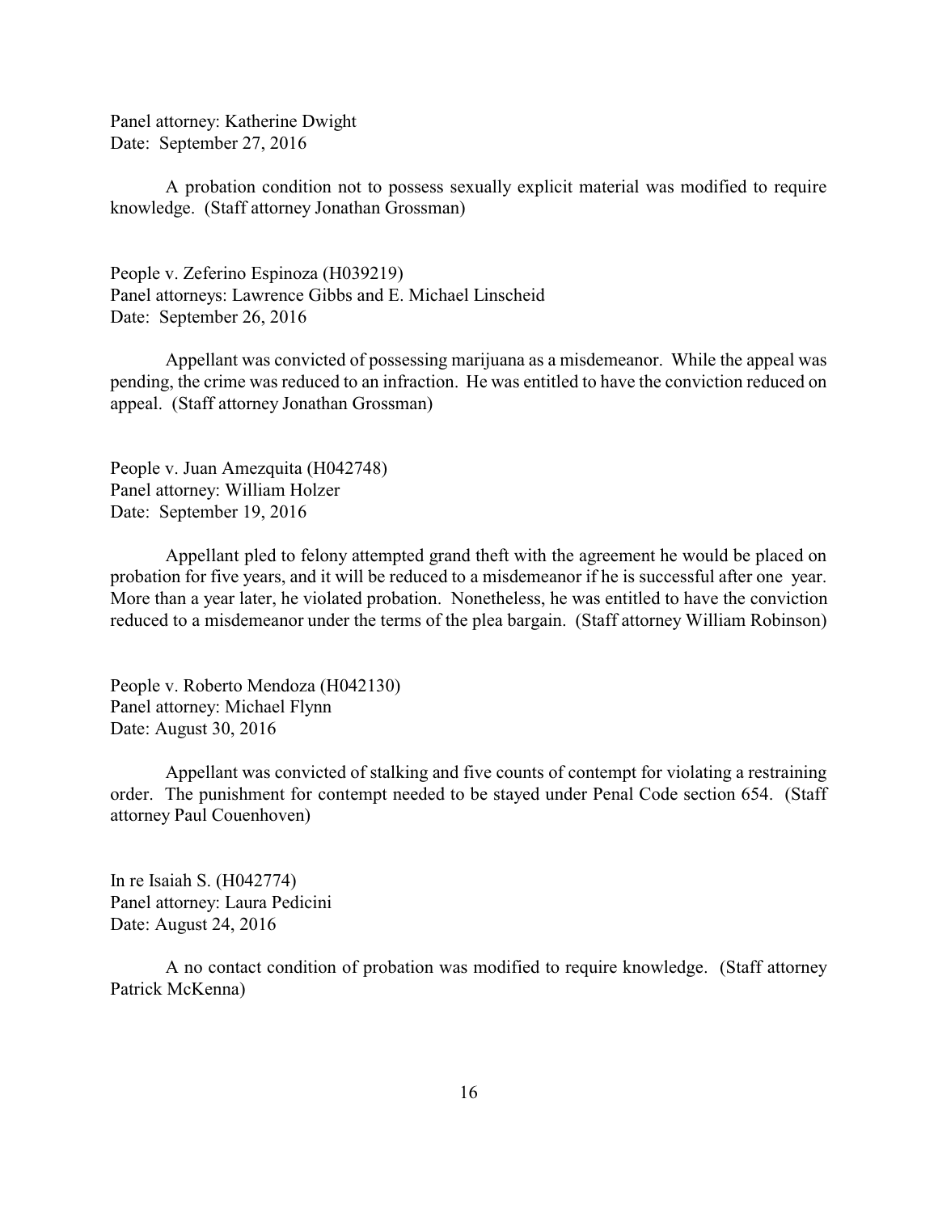Panel attorney: Katherine Dwight
Date: September 27, 2016

A probation condition not to possess sexually explicit material was modified to require knowledge. (Staff attorney Jonathan Grossman)

People v. Zeferino Espinoza (H039219)
Panel attorneys: Lawrence Gibbs and E. Michael Linscheid
Date: September 26, 2016

Appellant was convicted of possessing marijuana as a misdemeanor. While the appeal was pending, the crime was reduced to an infraction. He was entitled to have the conviction reduced on appeal. (Staff attorney Jonathan Grossman)

People v. Juan Amezquita (H042748)
Panel attorney: William Holzer
Date: September 19, 2016

Appellant pled to felony attempted grand theft with the agreement he would be placed on probation for five years, and it will be reduced to a misdemeanor if he is successful after one year. More than a year later, he violated probation. Nonetheless, he was entitled to have the conviction reduced to a misdemeanor under the terms of the plea bargain. (Staff attorney William Robinson)

People v. Roberto Mendoza (H042130)
Panel attorney: Michael Flynn
Date: August 30, 2016

Appellant was convicted of stalking and five counts of contempt for violating a restraining order. The punishment for contempt needed to be stayed under Penal Code section 654. (Staff attorney Paul Couenhoven)

In re Isaiah S. (H042774)
Panel attorney: Laura Pedicini
Date: August 24, 2016

A no contact condition of probation was modified to require knowledge. (Staff attorney Patrick McKenna)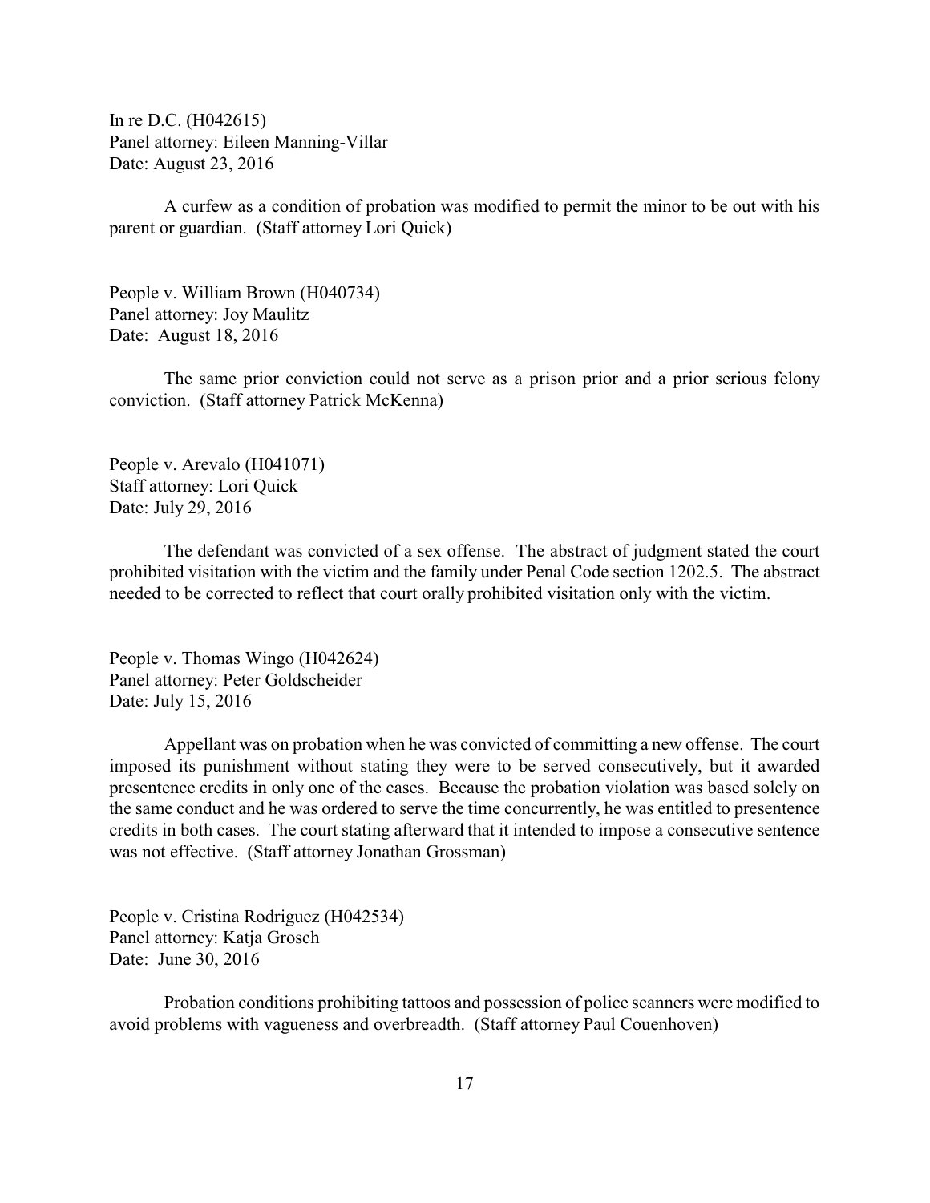In re D.C. (H042615)
Panel attorney: Eileen Manning-Villar
Date: August 23, 2016

A curfew as a condition of probation was modified to permit the minor to be out with his parent or guardian. (Staff attorney Lori Quick)

People v. William Brown (H040734)
Panel attorney: Joy Maulitz
Date: August 18, 2016

The same prior conviction could not serve as a prison prior and a prior serious felony conviction. (Staff attorney Patrick McKenna)

People v. Arevalo (H041071)
Staff attorney: Lori Quick
Date: July 29, 2016

The defendant was convicted of a sex offense. The abstract of judgment stated the court prohibited visitation with the victim and the family under Penal Code section 1202.5. The abstract needed to be corrected to reflect that court orally prohibited visitation only with the victim.

People v. Thomas Wingo (H042624)
Panel attorney: Peter Goldscheider
Date: July 15, 2016

Appellant was on probation when he was convicted of committing a new offense. The court imposed its punishment without stating they were to be served consecutively, but it awarded presentence credits in only one of the cases. Because the probation violation was based solely on the same conduct and he was ordered to serve the time concurrently, he was entitled to presentence credits in both cases. The court stating afterward that it intended to impose a consecutive sentence was not effective. (Staff attorney Jonathan Grossman)

People v. Cristina Rodriguez (H042534)
Panel attorney: Katja Grosch
Date: June 30, 2016

Probation conditions prohibiting tattoos and possession of police scanners were modified to avoid problems with vagueness and overbreadth. (Staff attorney Paul Couenhoven)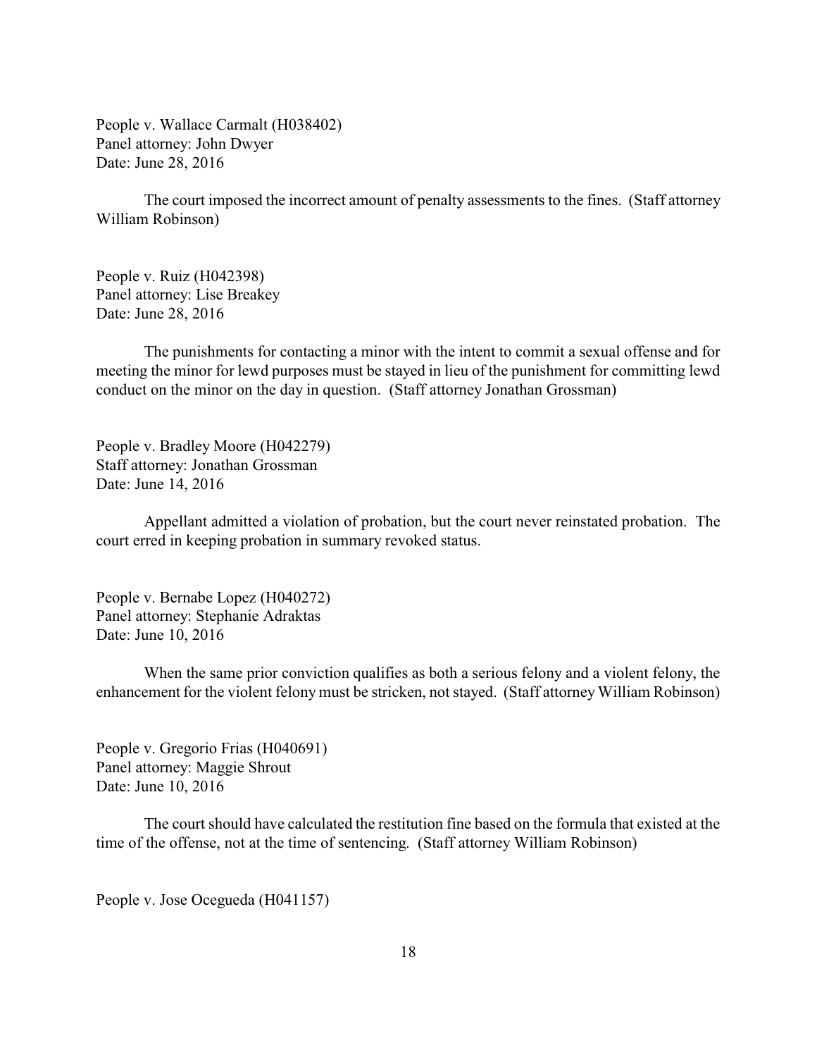People v. Wallace Carmalt (H038402)
Panel attorney: John Dwyer
Date: June 28, 2016

The court imposed the incorrect amount of penalty assessments to the fines. (Staff attorney William Robinson)

People v. Ruiz (H042398)
Panel attorney: Lise Breakey
Date: June 28, 2016

The punishments for contacting a minor with the intent to commit a sexual offense and for meeting the minor for lewd purposes must be stayed in lieu of the punishment for committing lewd conduct on the minor on the day in question. (Staff attorney Jonathan Grossman)

People v. Bradley Moore (H042279)
Staff attorney: Jonathan Grossman
Date: June 14, 2016

Appellant admitted a violation of probation, but the court never reinstated probation. The court erred in keeping probation in summary revoked status.

People v. Bernabe Lopez (H040272)
Panel attorney: Stephanie Adraktas
Date: June 10, 2016

When the same prior conviction qualifies as both a serious felony and a violent felony, the enhancement for the violent felony must be stricken, not stayed. (Staff attorney William Robinson)

People v. Gregorio Frias (H040691)
Panel attorney: Maggie Shrout
Date: June 10, 2016

The court should have calculated the restitution fine based on the formula that existed at the time of the offense, not at the time of sentencing. (Staff attorney William Robinson)

People v. Jose Ocegueda (H041157)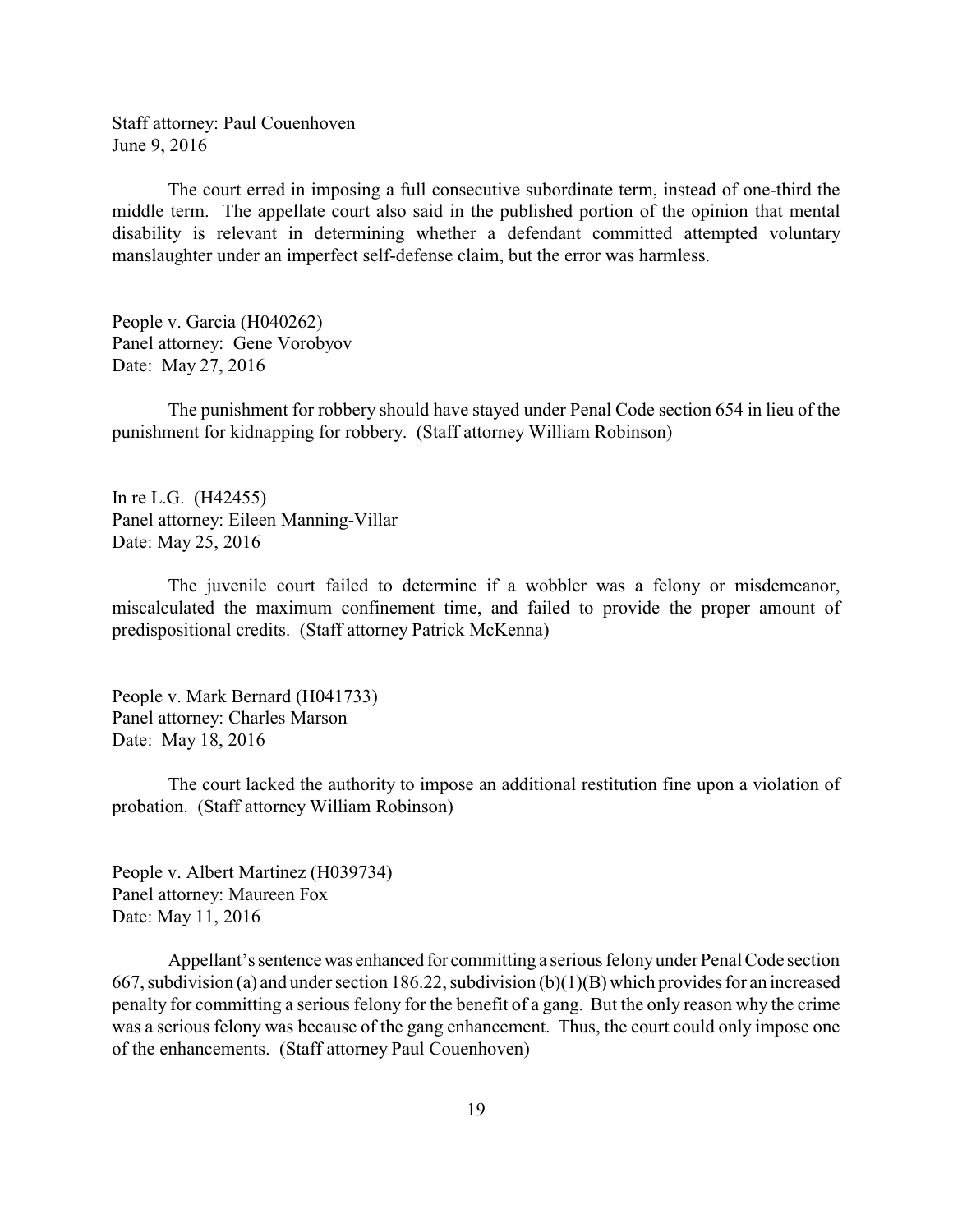Staff attorney: Paul Couenhoven
June 9, 2016

The court erred in imposing a full consecutive subordinate term, instead of one-third the middle term. The appellate court also said in the published portion of the opinion that mental disability is relevant in determining whether a defendant committed attempted voluntary manslaughter under an imperfect self-defense claim, but the error was harmless.

People v. Garcia (H040262)
Panel attorney: Gene Vorobyov
Date: May 27, 2016

The punishment for robbery should have stayed under Penal Code section 654 in lieu of the punishment for kidnapping for robbery. (Staff attorney William Robinson)

In re L.G. (H42455)
Panel attorney: Eileen Manning-Villar
Date: May 25, 2016

The juvenile court failed to determine if a wobbler was a felony or misdemeanor, miscalculated the maximum confinement time, and failed to provide the proper amount of predispositional credits. (Staff attorney Patrick McKenna)

People v. Mark Bernard (H041733)
Panel attorney: Charles Marson
Date: May 18, 2016

The court lacked the authority to impose an additional restitution fine upon a violation of probation. (Staff attorney William Robinson)

People v. Albert Martinez (H039734)
Panel attorney: Maureen Fox
Date: May 11, 2016

Appellant's sentence was enhanced for committing a serious felony under Penal Code section 667, subdivision (a) and under section 186.22, subdivision (b)(1)(B) which provides for an increased penalty for committing a serious felony for the benefit of a gang. But the only reason why the crime was a serious felony was because of the gang enhancement. Thus, the court could only impose one of the enhancements. (Staff attorney Paul Couenhoven)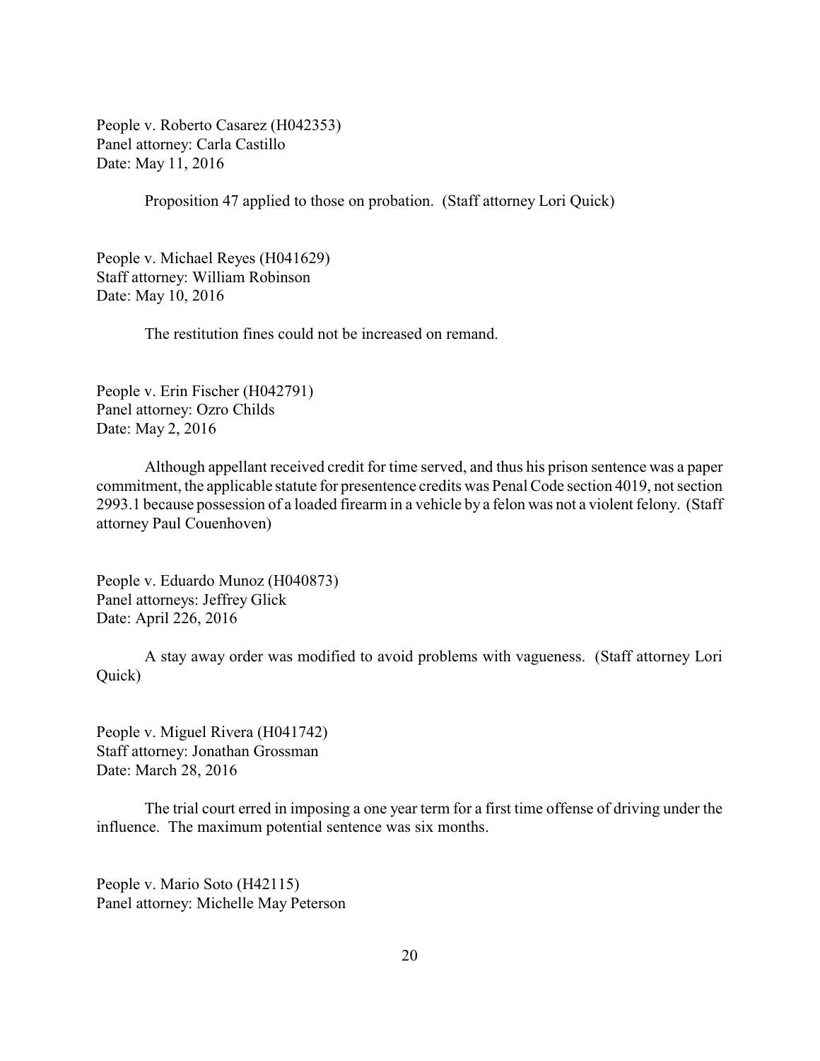People v. Roberto Casarez (H042353)
Panel attorney: Carla Castillo
Date: May 11, 2016

Proposition 47 applied to those on probation. (Staff attorney Lori Quick)

People v. Michael Reyes (H041629)
Staff attorney: William Robinson
Date: May 10, 2016

The restitution fines could not be increased on remand.

People v. Erin Fischer (H042791)
Panel attorney: Ozro Childs
Date: May 2, 2016

Although appellant received credit for time served, and thus his prison sentence was a paper commitment, the applicable statute for presentence credits was Penal Code section 4019, not section 2993.1 because possession of a loaded firearm in a vehicle by a felon was not a violent felony. (Staff attorney Paul Couenhoven)

People v. Eduardo Munoz (H040873)
Panel attorneys: Jeffrey Glick
Date: April 226, 2016

A stay away order was modified to avoid problems with vagueness. (Staff attorney Lori Quick)

People v. Miguel Rivera (H041742)
Staff attorney: Jonathan Grossman
Date: March 28, 2016

The trial court erred in imposing a one year term for a first time offense of driving under the influence. The maximum potential sentence was six months.

People v. Mario Soto (H42115)
Panel attorney: Michelle May Peterson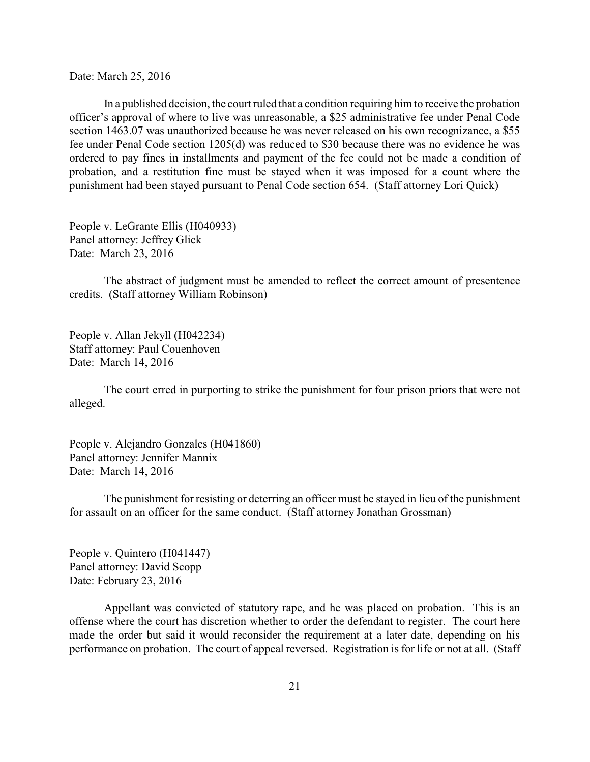Date: March 25, 2016

In a published decision, the court ruled that a condition requiring him to receive the probation officer's approval of where to live was unreasonable, a $25 administrative fee under Penal Code section 1463.07 was unauthorized because he was never released on his own recognizance, a $55 fee under Penal Code section 1205(d) was reduced to $30 because there was no evidence he was ordered to pay fines in installments and payment of the fee could not be made a condition of probation, and a restitution fine must be stayed when it was imposed for a count where the punishment had been stayed pursuant to Penal Code section 654. (Staff attorney Lori Quick)

People v. LeGrante Ellis (H040933)
Panel attorney: Jeffrey Glick
Date: March 23, 2016

The abstract of judgment must be amended to reflect the correct amount of presentence credits. (Staff attorney William Robinson)

People v. Allan Jekyll (H042234)
Staff attorney: Paul Couenhoven
Date: March 14, 2016

The court erred in purporting to strike the punishment for four prison priors that were not alleged.

People v. Alejandro Gonzales (H041860)
Panel attorney: Jennifer Mannix
Date: March 14, 2016

The punishment for resisting or deterring an officer must be stayed in lieu of the punishment for assault on an officer for the same conduct. (Staff attorney Jonathan Grossman)

People v. Quintero (H041447)
Panel attorney: David Scopp
Date: February 23, 2016

Appellant was convicted of statutory rape, and he was placed on probation. This is an offense where the court has discretion whether to order the defendant to register. The court here made the order but said it would reconsider the requirement at a later date, depending on his performance on probation. The court of appeal reversed. Registration is for life or not at all. (Staff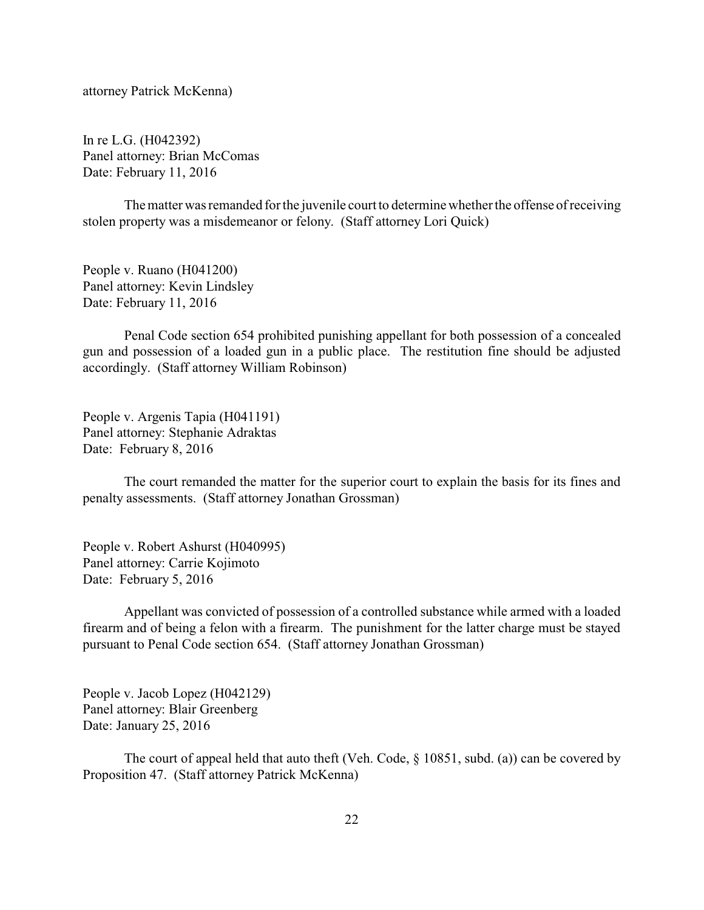attorney Patrick McKenna)

In re L.G. (H042392)
Panel attorney: Brian McComas
Date: February 11, 2016

The matter was remanded for the juvenile court to determine whether the offense of receiving stolen property was a misdemeanor or felony. (Staff attorney Lori Quick)

People v. Ruano (H041200)
Panel attorney: Kevin Lindsley
Date: February 11, 2016

Penal Code section 654 prohibited punishing appellant for both possession of a concealed gun and possession of a loaded gun in a public place. The restitution fine should be adjusted accordingly. (Staff attorney William Robinson)

People v. Argenis Tapia (H041191)
Panel attorney: Stephanie Adraktas
Date: February 8, 2016

The court remanded the matter for the superior court to explain the basis for its fines and penalty assessments. (Staff attorney Jonathan Grossman)

People v. Robert Ashurst (H040995)
Panel attorney: Carrie Kojimoto
Date: February 5, 2016

Appellant was convicted of possession of a controlled substance while armed with a loaded firearm and of being a felon with a firearm. The punishment for the latter charge must be stayed pursuant to Penal Code section 654. (Staff attorney Jonathan Grossman)

People v. Jacob Lopez (H042129)
Panel attorney: Blair Greenberg
Date: January 25, 2016

The court of appeal held that auto theft (Veh. Code, § 10851, subd. (a)) can be covered by Proposition 47. (Staff attorney Patrick McKenna)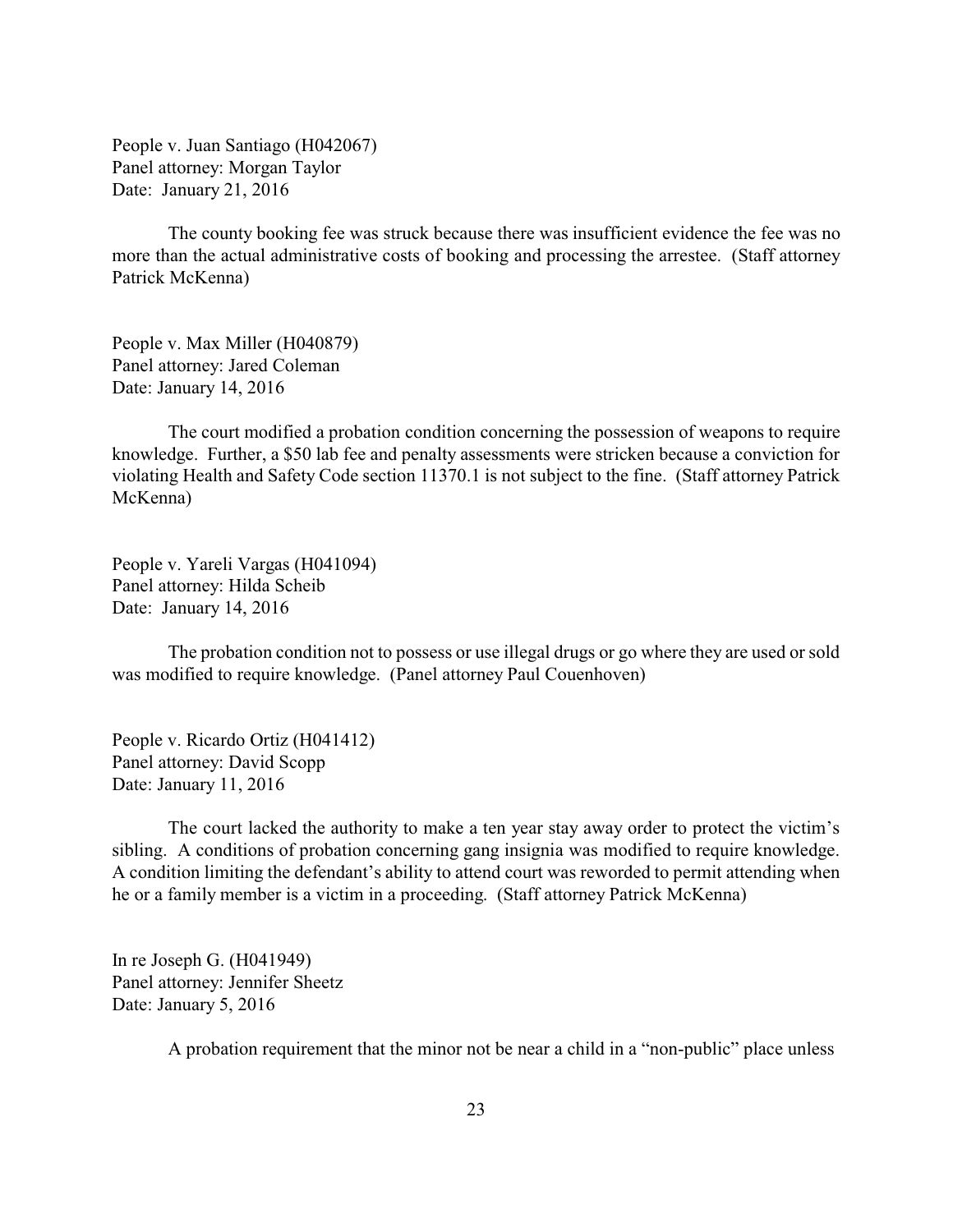People v. Juan Santiago (H042067)
Panel attorney: Morgan Taylor
Date: January 21, 2016

The county booking fee was struck because there was insufficient evidence the fee was no more than the actual administrative costs of booking and processing the arrestee. (Staff attorney Patrick McKenna)

People v. Max Miller (H040879)
Panel attorney: Jared Coleman
Date: January 14, 2016

The court modified a probation condition concerning the possession of weapons to require knowledge. Further, a $50 lab fee and penalty assessments were stricken because a conviction for violating Health and Safety Code section 11370.1 is not subject to the fine. (Staff attorney Patrick McKenna)

People v. Yareli Vargas (H041094)
Panel attorney: Hilda Scheib
Date: January 14, 2016

The probation condition not to possess or use illegal drugs or go where they are used or sold was modified to require knowledge. (Panel attorney Paul Couenhoven)

People v. Ricardo Ortiz (H041412)
Panel attorney: David Scopp
Date: January 11, 2016

The court lacked the authority to make a ten year stay away order to protect the victim's sibling. A conditions of probation concerning gang insignia was modified to require knowledge. A condition limiting the defendant's ability to attend court was reworded to permit attending when he or a family member is a victim in a proceeding. (Staff attorney Patrick McKenna)

In re Joseph G. (H041949)
Panel attorney: Jennifer Sheetz
Date: January 5, 2016

A probation requirement that the minor not be near a child in a "non-public" place unless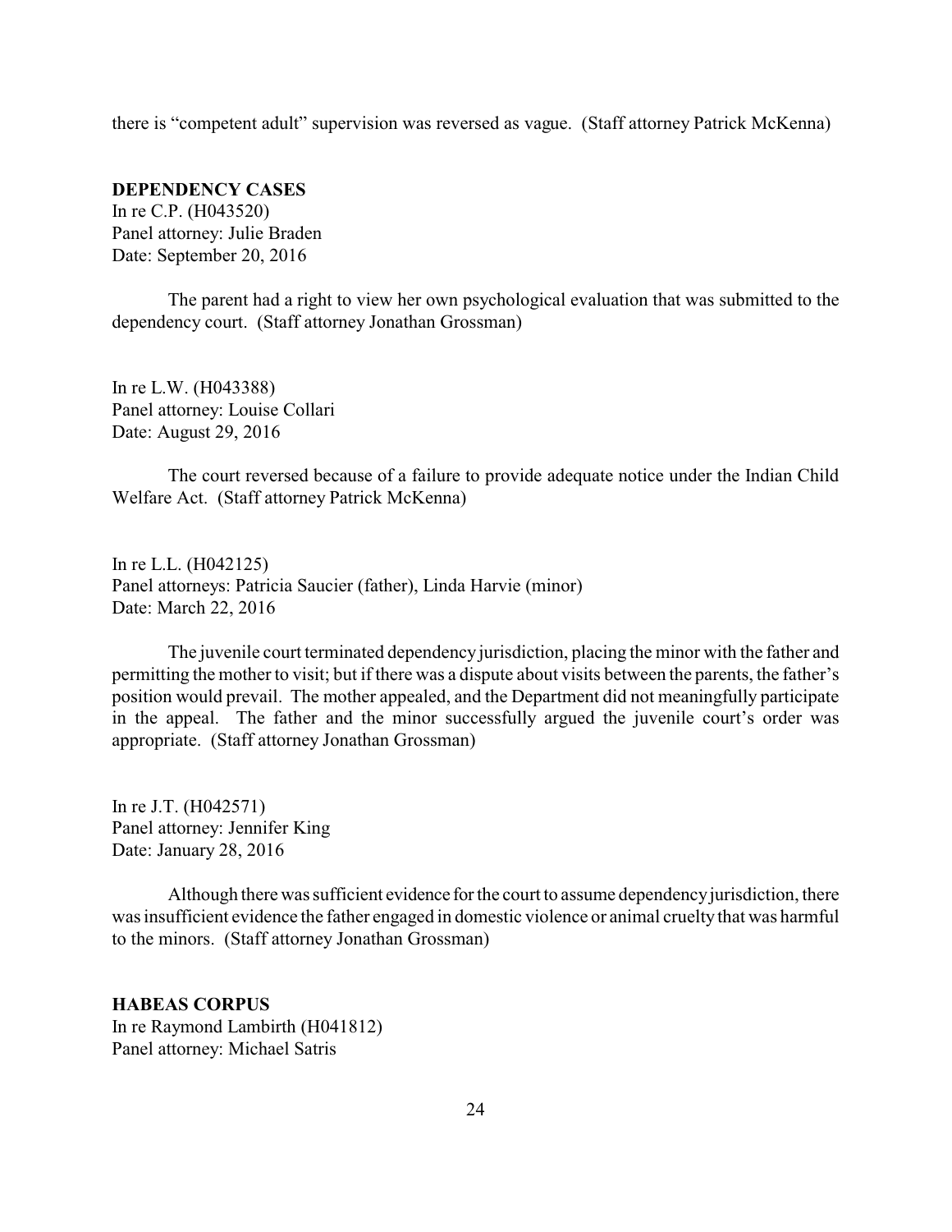there is "competent adult" supervision was reversed as vague. (Staff attorney Patrick McKenna)

**DEPENDENCY CASES**

In re C.P. (H043520)
Panel attorney: Julie Braden
Date: September 20, 2016

The parent had a right to view her own psychological evaluation that was submitted to the dependency court. (Staff attorney Jonathan Grossman)

In re L.W. (H043388)
Panel attorney: Louise Collari
Date: August 29, 2016

The court reversed because of a failure to provide adequate notice under the Indian Child Welfare Act. (Staff attorney Patrick McKenna)

In re L.L. (H042125)
Panel attorneys: Patricia Saucier (father), Linda Harvie (minor)
Date: March 22, 2016

The juvenile court terminated dependency jurisdiction, placing the minor with the father and permitting the mother to visit; but if there was a dispute about visits between the parents, the father's position would prevail. The mother appealed, and the Department did not meaningfully participate in the appeal. The father and the minor successfully argued the juvenile court's order was appropriate. (Staff attorney Jonathan Grossman)

In re J.T. (H042571)
Panel attorney: Jennifer King
Date: January 28, 2016

Although there was sufficient evidence for the court to assume dependency jurisdiction, there was insufficient evidence the father engaged in domestic violence or animal cruelty that was harmful to the minors. (Staff attorney Jonathan Grossman)

**HABEAS CORPUS**

In re Raymond Lambirth (H041812)
Panel attorney: Michael Satris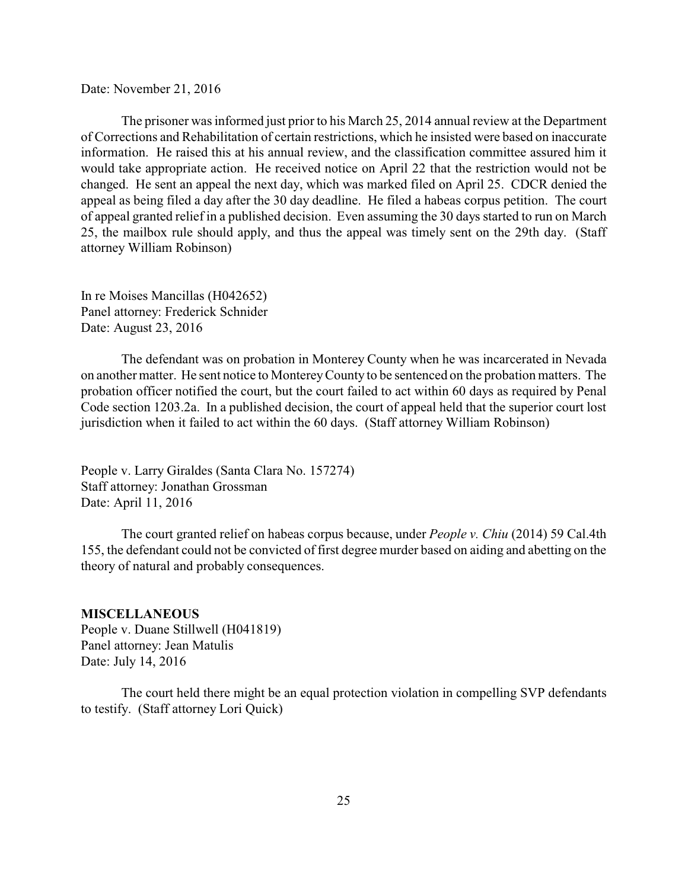Date: November 21, 2016

The prisoner was informed just prior to his March 25, 2014 annual review at the Department of Corrections and Rehabilitation of certain restrictions, which he insisted were based on inaccurate information. He raised this at his annual review, and the classification committee assured him it would take appropriate action. He received notice on April 22 that the restriction would not be changed. He sent an appeal the next day, which was marked filed on April 25. CDCR denied the appeal as being filed a day after the 30 day deadline. He filed a habeas corpus petition. The court of appeal granted relief in a published decision. Even assuming the 30 days started to run on March 25, the mailbox rule should apply, and thus the appeal was timely sent on the 29th day. (Staff attorney William Robinson)

In re Moises Mancillas (H042652)
Panel attorney: Frederick Schnider
Date: August 23, 2016

The defendant was on probation in Monterey County when he was incarcerated in Nevada on another matter. He sent notice to Monterey County to be sentenced on the probation matters. The probation officer notified the court, but the court failed to act within 60 days as required by Penal Code section 1203.2a. In a published decision, the court of appeal held that the superior court lost jurisdiction when it failed to act within the 60 days. (Staff attorney William Robinson)

People v. Larry Giraldes (Santa Clara No. 157274)
Staff attorney: Jonathan Grossman
Date: April 11, 2016

The court granted relief on habeas corpus because, under *People v. Chiu* (2014) 59 Cal.4th 155, the defendant could not be convicted of first degree murder based on aiding and abetting on the theory of natural and probably consequences.

**MISCELLANEOUS**
People v. Duane Stillwell (H041819)
Panel attorney: Jean Matulis
Date: July 14, 2016

The court held there might be an equal protection violation in compelling SVP defendants to testify. (Staff attorney Lori Quick)